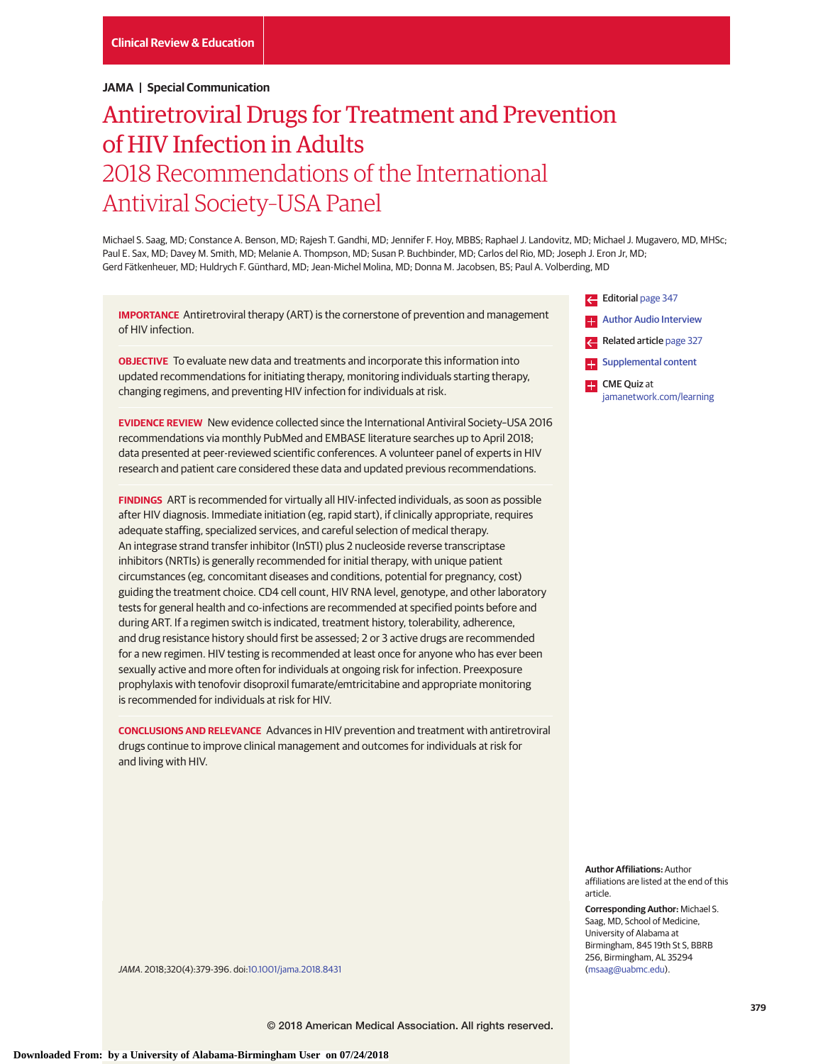Clinical Review & Education

JAMA | Special Communication

# Antiretroviral Drugs for Treatment and Prevention of HIV Infection in Adults

## 2018 Recommendations of the International Antiviral Society-USA Panel

Michael S. Saag, MD; Constance A. Benson, MD; Rajesh T. Gandhi, MD; Jennifer F. Hoy, MBBS; Raphael J. Landovitz, MD; Michael J. Mugavero, MD, MHSc; Paul E. Sax, MD; Davey M. Smith, MD; Melanie A. Thompson, MD; Susan P. Buchbinder, MD; Carlos del Rio, MD; Joseph J. Eron Jr, MD; Gerd Fätkenheuer, MD; Huldrych F. Günthard, MD; Jean-Michel Molina, MD; Donna M. Jacobsen, BS; Paul A. Volberding, MD

**IMPORTANCE** Antiretroviral therapy (ART) is the cornerstone of prevention and management of HIV infection.

**OBJECTIVE** To evaluate new data and treatments and incorporate this information into updated recommendations for initiating therapy, monitoring individuals starting therapy, changing regimens, and preventing HIV infection for individuals at risk.

**EVIDENCE REVIEW** New evidence collected since the International Antiviral Society–USA 2016 recommendations via monthly PubMed and EMBASE literature searches up to April 2018; data presented at peer-reviewed scientific conferences. A volunteer panel of experts in HIV research and patient care considered these data and updated previous recommendations.

**FINDINGS** ART is recommended for virtually all HIV-infected individuals, as soon as possible after HIV diagnosis. Immediate initiation (eg, rapid start), if clinically appropriate, requires adequate staffing, specialized services, and careful selection of medical therapy. An integrase strand transfer inhibitor (InSTI) plus 2 nucleoside reverse transcriptase inhibitors (NRTIs) is generally recommended for initial therapy, with unique patient circumstances (eg, concomitant diseases and conditions, potential for pregnancy, cost) guiding the treatment choice. CD4 cell count, HIV RNA level, genotype, and other laboratory tests for general health and co-infections are recommended at specified points before and during ART. If a regimen switch is indicated, treatment history, tolerability, adherence, and drug resistance history should first be assessed; 2 or 3 active drugs are recommended for a new regimen. HIV testing is recommended at least once for anyone who has ever been sexually active and more often for individuals at ongoing risk for infection. Preexposure prophylaxis with tenofovir disoproxil fumarate/emtricitabine and appropriate monitoring is recommended for individuals at risk for HIV.

**CONCLUSIONS AND RELEVANCE** Advances in HIV prevention and treatment with antiretroviral drugs continue to improve clinical management and outcomes for individuals at risk for and living with HIV.

*JAMA*. 2018;320(4):379-396. doi:10.1001/jama.2018.8431

Editorial page 347

Author Audio Interview

Related article page 327

Supplemental content

CME Quiz at jamanetwork.com/learning

**Author Affiliations:** Author affiliations are listed at the end of this article.

**Corresponding Author:** Michael S. Saag, MD, School of Medicine, University of Alabama at Birmingham, 845 19th St S, BBRB 256, Birmingham, AL 35294 (msaag@uabmc.edu).

© 2018 American Medical Association. All rights reserved.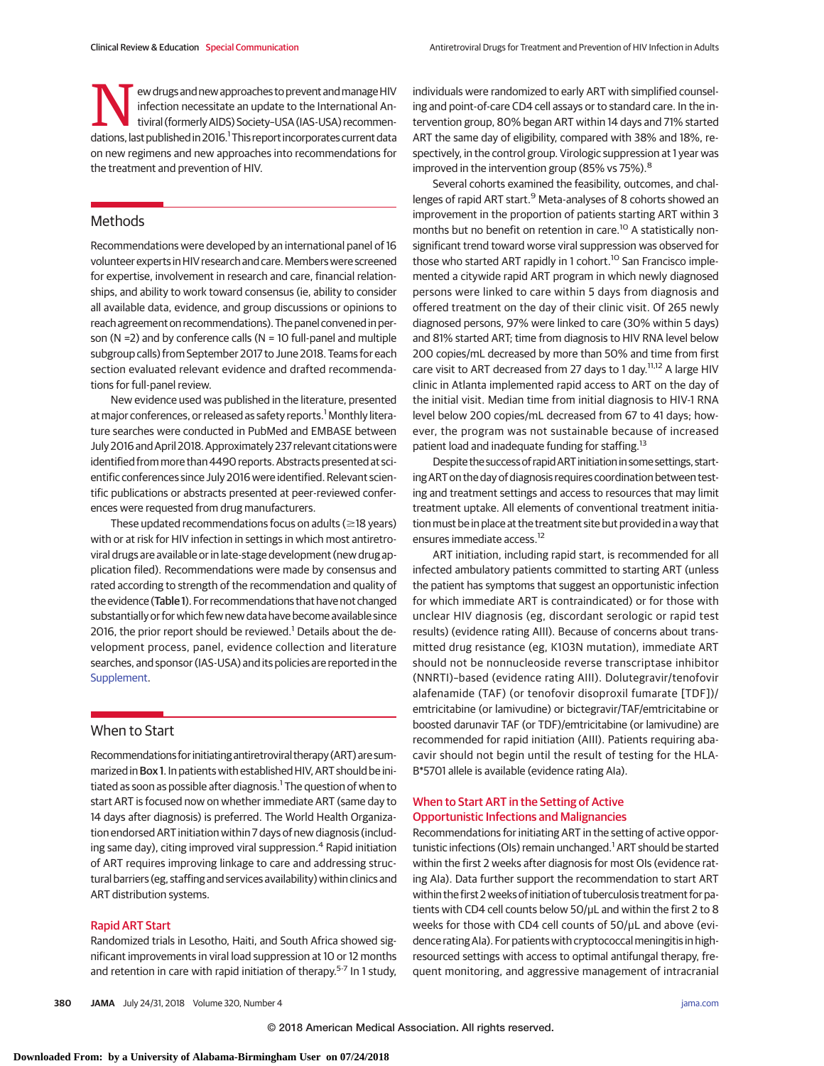New drugs and new approaches to prevent and manage HIV infection necessitate an update to the International Antiviral (formerly AIDS) Society–USA (IAS-USA) recommendations, last published in 2016.[1] This report incorporates current data on new regimens and new approaches into recommendations for the treatment and prevention of HIV.

## Methods

Recommendations were developed by an international panel of 16 volunteer experts in HIV research and care. Members were screened for expertise, involvement in research and care, financial relationships, and ability to work toward consensus (ie, ability to consider all available data, evidence, and group discussions or opinions to reach agreement on recommendations). The panel convened in person (N =2) and by conference calls (N = 10 full-panel and multiple subgroup calls) from September 2017 to June 2018. Teams for each section evaluated relevant evidence and drafted recommendations for full-panel review.

New evidence used was published in the literature, presented at major conferences, or released as safety reports.[1] Monthly literature searches were conducted in PubMed and EMBASE between July 2016 and April 2018. Approximately 237 relevant citations were identified from more than 4490 reports. Abstracts presented at scientific conferences since July 2016 were identified. Relevant scientific publications or abstracts presented at peer-reviewed conferences were requested from drug manufacturers.

These updated recommendations focus on adults (≥18 years) with or at risk for HIV infection in settings in which most antiretroviral drugs are available or in late-stage development (new drug application filed). Recommendations were made by consensus and rated according to strength of the recommendation and quality of the evidence (**Table 1**). For recommendations that have not changed substantially or for which few new data have become available since 2016, the prior report should be reviewed.[1] Details about the development process, panel, evidence collection and literature searches, and sponsor (IAS-USA) and its policies are reported in the Supplement.

## When to Start

Recommendations for initiating antiretroviral therapy (ART) are summarized in **Box 1**. In patients with established HIV, ART should be initiated as soon as possible after diagnosis.[1] The question of when to start ART is focused now on whether immediate ART (same day to 14 days after diagnosis) is preferred. The World Health Organization endorsed ART initiation within 7 days of new diagnosis (including same day), citing improved viral suppression.[4] Rapid initiation of ART requires improving linkage to care and addressing structural barriers (eg, staffing and services availability) within clinics and ART distribution systems.

### Rapid ART Start

Randomized trials in Lesotho, Haiti, and South Africa showed significant improvements in viral load suppression at 10 or 12 months and retention in care with rapid initiation of therapy.[5-7] In 1 study, individuals were randomized to early ART with simplified counseling and point-of-care CD4 cell assays or to standard care. In the intervention group, 80% began ART within 14 days and 71% started ART the same day of eligibility, compared with 38% and 18%, respectively, in the control group. Virologic suppression at 1 year was improved in the intervention group (85% vs 75%).[8]

Several cohorts examined the feasibility, outcomes, and challenges of rapid ART start.[9] Meta-analyses of 8 cohorts showed an improvement in the proportion of patients starting ART within 3 months but no benefit on retention in care.[10] A statistically nonsignificant trend toward worse viral suppression was observed for those who started ART rapidly in 1 cohort.[10] San Francisco implemented a citywide rapid ART program in which newly diagnosed persons were linked to care within 5 days from diagnosis and offered treatment on the day of their clinic visit. Of 265 newly diagnosed persons, 97% were linked to care (30% within 5 days) and 81% started ART; time from diagnosis to HIV RNA level below 200 copies/mL decreased by more than 50% and time from first care visit to ART decreased from 27 days to 1 day.[11,12] A large HIV clinic in Atlanta implemented rapid access to ART on the day of the initial visit. Median time from initial diagnosis to HIV-1 RNA level below 200 copies/mL decreased from 67 to 41 days; however, the program was not sustainable because of increased patient load and inadequate funding for staffing.[13]

Despite the success of rapid ART initiation in some settings, starting ART on the day of diagnosis requires coordination between testing and treatment settings and access to resources that may limit treatment uptake. All elements of conventional treatment initiation must be in place at the treatment site but provided in a way that ensures immediate access.[12]

ART initiation, including rapid start, is recommended for all infected ambulatory patients committed to starting ART (unless the patient has symptoms that suggest an opportunistic infection for which immediate ART is contraindicated) or for those with unclear HIV diagnosis (eg, discordant serologic or rapid test results) (evidence rating AIII). Because of concerns about transmitted drug resistance (eg, K103N mutation), immediate ART should not be nonnucleoside reverse transcriptase inhibitor (NNRTI)–based (evidence rating AIII). Dolutegravir/tenofovir alafenamide (TAF) (or tenofovir disoproxil fumarate [TDF])/emtricitabine (or lamivudine) or bictegravir/TAF/emtricitabine or boosted darunavir TAF (or TDF)/emtricitabine (or lamivudine) are recommended for rapid initiation (AIII). Patients requiring abacavir should not begin until the result of testing for the HLA-B*5701 allele is available (evidence rating AIa).

### When to Start ART in the Setting of Active Opportunistic Infections and Malignancies

Recommendations for initiating ART in the setting of active opportunistic infections (OIs) remain unchanged.[1] ART should be started within the first 2 weeks after diagnosis for most OIs (evidence rating AIa). Data further support the recommendation to start ART within the first 2 weeks of initiation of tuberculosis treatment for patients with CD4 cell counts below 50/μL and within the first 2 to 8 weeks for those with CD4 cell counts of 50/μL and above (evidence rating AIa). For patients with cryptococcal meningitis in high-resourced settings with access to optimal antifungal therapy, frequent monitoring, and aggressive management of intracranial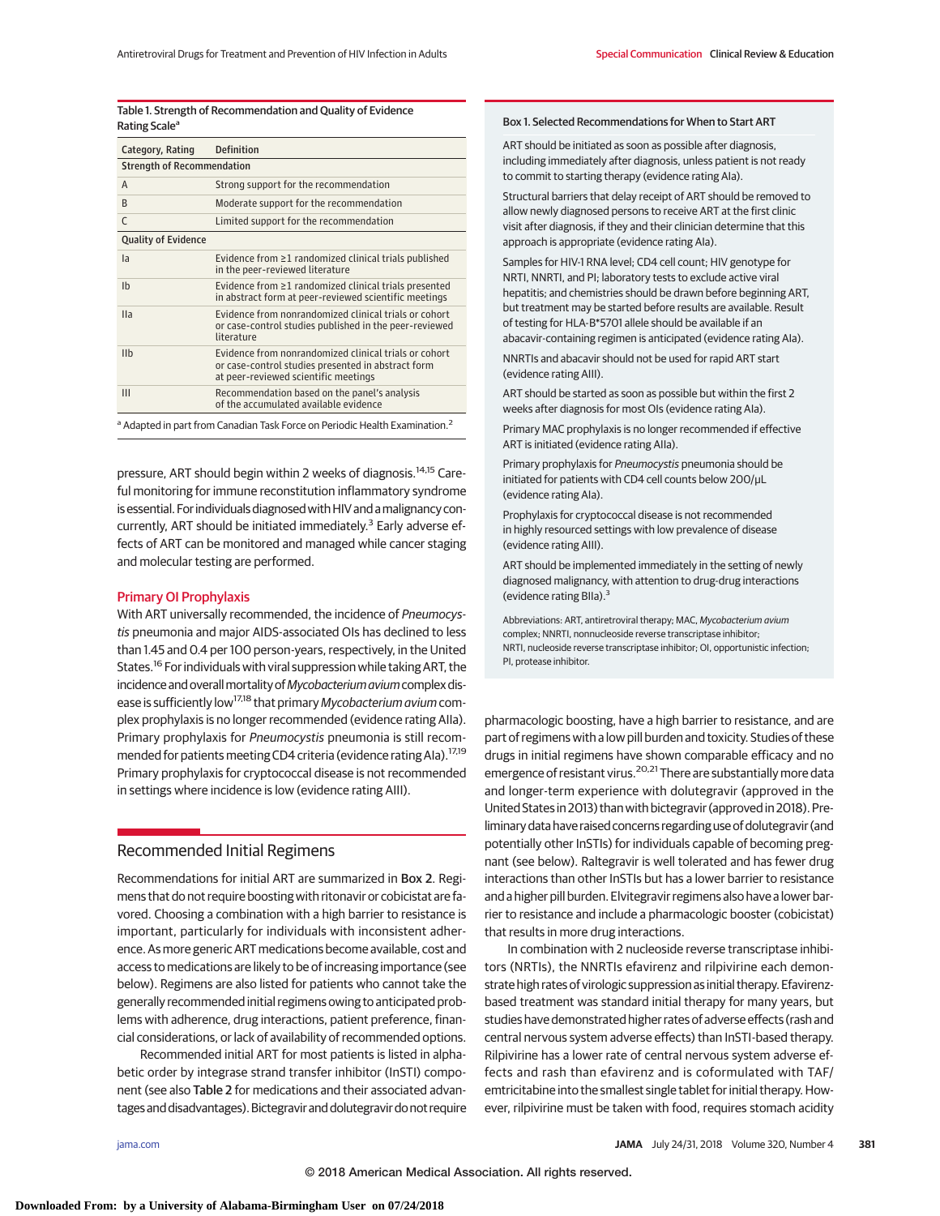Table 1. Strength of Recommendation and Quality of Evidence Rating Scale[a]

| Category, Rating | Definition |
|---|---|
| **Strength of Recommendation** | |
| A | Strong support for the recommendation |
| B | Moderate support for the recommendation |
| C | Limited support for the recommendation |
| **Quality of Evidence** | |
| Ia | Evidence from ≥1 randomized clinical trials published in the peer-reviewed literature |
| Ib | Evidence from ≥1 randomized clinical trials presented in abstract form at peer-reviewed scientific meetings |
| IIa | Evidence from nonrandomized clinical trials or cohort or case-control studies published in the peer-reviewed literature |
| IIb | Evidence from nonrandomized clinical trials or cohort or case-control studies presented in abstract form at peer-reviewed scientific meetings |
| III | Recommendation based on the panel's analysis of the accumulated available evidence |

[a] Adapted in part from Canadian Task Force on Periodic Health Examination.[2]

pressure, ART should begin within 2 weeks of diagnosis.[14,15] Careful monitoring for immune reconstitution inflammatory syndrome is essential. For individuals diagnosed with HIV and a malignancy concurrently, ART should be initiated immediately.[3] Early adverse effects of ART can be monitored and managed while cancer staging and molecular testing are performed.

### Primary OI Prophylaxis

With ART universally recommended, the incidence of *Pneumocystis* pneumonia and major AIDS-associated OIs has declined to less than 1.45 and 0.4 per 100 person-years, respectively, in the United States.[16] For individuals with viral suppression while taking ART, the incidence and overall mortality of *Mycobacterium avium* complex disease is sufficiently low[17,18] that primary *Mycobacterium avium* complex prophylaxis is no longer recommended (evidence rating AIIa). Primary prophylaxis for *Pneumocystis* pneumonia is still recommended for patients meeting CD4 criteria (evidence rating AIa).[17,19] Primary prophylaxis for cryptococcal disease is not recommended in settings where incidence is low (evidence rating AIII).

**Box 1. Selected Recommendations for When to Start ART**

ART should be initiated as soon as possible after diagnosis, including immediately after diagnosis, unless patient is not ready to commit to starting therapy (evidence rating AIa).

Structural barriers that delay receipt of ART should be removed to allow newly diagnosed persons to receive ART at the first clinic visit after diagnosis, if they and their clinician determine that this approach is appropriate (evidence rating AIa).

Samples for HIV-1 RNA level; CD4 cell count; HIV genotype for NRTI, NNRTI, and PI; laboratory tests to exclude active viral hepatitis; and chemistries should be drawn before beginning ART, but treatment may be started before results are available. Result of testing for HLA-B*5701 allele should be available if an abacavir-containing regimen is anticipated (evidence rating AIa).

NNRTIs and abacavir should not be used for rapid ART start (evidence rating AIII).

ART should be started as soon as possible but within the first 2 weeks after diagnosis for most OIs (evidence rating AIa).

Primary MAC prophylaxis is no longer recommended if effective ART is initiated (evidence rating AIIa).

Primary prophylaxis for *Pneumocystis* pneumonia should be initiated for patients with CD4 cell counts below 200/μL (evidence rating AIa).

Prophylaxis for cryptococcal disease is not recommended in highly resourced settings with low prevalence of disease (evidence rating AIII).

ART should be implemented immediately in the setting of newly diagnosed malignancy, with attention to drug-drug interactions (evidence rating BIIa).[3]

Abbreviations: ART, antiretroviral therapy; MAC, *Mycobacterium avium* complex; NNRTI, nonnucleoside reverse transcriptase inhibitor; NRTI, nucleoside reverse transcriptase inhibitor; OI, opportunistic infection; PI, protease inhibitor.

## Recommended Initial Regimens

Recommendations for initial ART are summarized in Box 2. Regimens that do not require boosting with ritonavir or cobicistat are favored. Choosing a combination with a high barrier to resistance is important, particularly for individuals with inconsistent adherence. As more generic ART medications become available, cost and access to medications are likely to be of increasing importance (see below). Regimens are also listed for patients who cannot take the generally recommended initial regimens owing to anticipated problems with adherence, drug interactions, patient preference, financial considerations, or lack of availability of recommended options.

Recommended initial ART for most patients is listed in alphabetic order by integrase strand transfer inhibitor (InSTI) component (see also Table 2 for medications and their associated advantages and disadvantages). Bictegravir and dolutegravir do not require pharmacologic boosting, have a high barrier to resistance, and are part of regimens with a low pill burden and toxicity. Studies of these drugs in initial regimens have shown comparable efficacy and no emergence of resistant virus.[20,21] There are substantially more data and longer-term experience with dolutegravir (approved in the United States in 2013) than with bictegravir (approved in 2018). Preliminary data have raised concerns regarding use of dolutegravir (and potentially other InSTIs) for individuals capable of becoming pregnant (see below). Raltegravir is well tolerated and has fewer drug interactions than other InSTIs but has a lower barrier to resistance and a higher pill burden. Elvitegravir regimens also have a lower barrier to resistance and include a pharmacologic booster (cobicistat) that results in more drug interactions.

In combination with 2 nucleoside reverse transcriptase inhibitors (NRTIs), the NNRTIs efavirenz and rilpivirine each demonstrate high rates of virologic suppression as initial therapy. Efavirenz-based treatment was standard initial therapy for many years, but studies have demonstrated higher rates of adverse effects (rash and central nervous system adverse effects) than InSTI-based therapy. Rilpivirine has a lower rate of central nervous system adverse effects and rash than efavirenz and is coformulated with TAF/emtricitabine into the smallest single tablet for initial therapy. However, rilpivirine must be taken with food, requires stomach acidity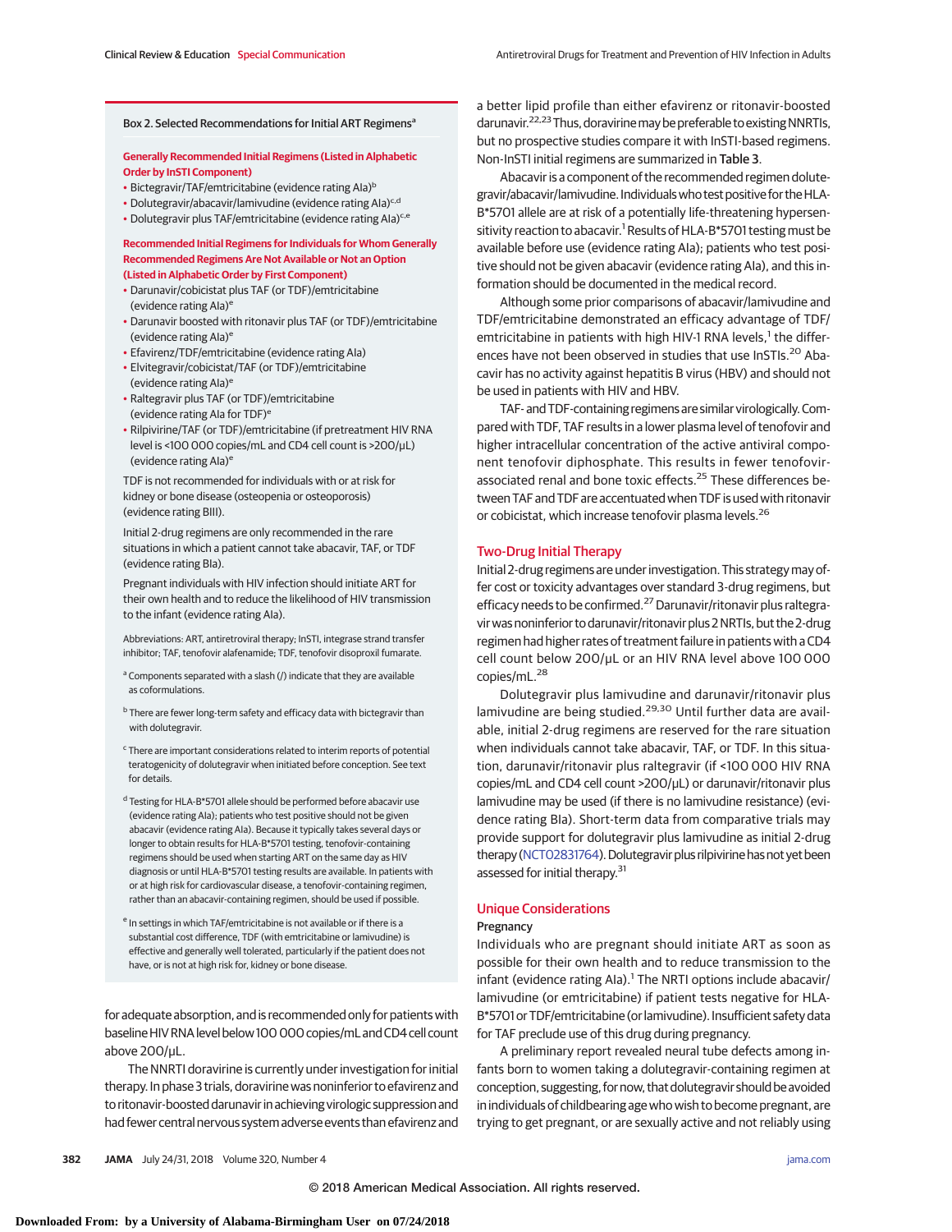**Box 2. Selected Recommendations for Initial ART Regimens[a]**

**Generally Recommended Initial Regimens (Listed in Alphabetic Order by InSTI Component)**

- Bictegravir/TAF/emtricitabine (evidence rating AIa)[b]
- Dolutegravir/abacavir/lamivudine (evidence rating AIa)[c,d]
- Dolutegravir plus TAF/emtricitabine (evidence rating AIa)[c,e]

**Recommended Initial Regimens for Individuals for Whom Generally Recommended Regimens Are Not Available or Not an Option (Listed in Alphabetic Order by First Component)**

- Darunavir/cobicistat plus TAF (or TDF)/emtricitabine (evidence rating AIa)[e]
- Darunavir boosted with ritonavir plus TAF (or TDF)/emtricitabine (evidence rating AIa)[e]
- Efavirenz/TDF/emtricitabine (evidence rating AIa)
- Elvitegravir/cobicistat/TAF (or TDF)/emtricitabine (evidence rating AIa)[e]
- Raltegravir plus TAF (or TDF)/emtricitabine (evidence rating AIa for TDF)[e]
- Rilpivirine/TAF (or TDF)/emtricitabine (if pretreatment HIV RNA level is <100 000 copies/mL and CD4 cell count is >200/μL) (evidence rating AIa)[e]

TDF is not recommended for individuals with or at risk for kidney or bone disease (osteopenia or osteoporosis) (evidence rating BIII).

Initial 2-drug regimens are only recommended in the rare situations in which a patient cannot take abacavir, TAF, or TDF (evidence rating BIa).

Pregnant individuals with HIV infection should initiate ART for their own health and to reduce the likelihood of HIV transmission to the infant (evidence rating AIa).

Abbreviations: ART, antiretroviral therapy; InSTI, integrase strand transfer inhibitor; TAF, tenofovir alafenamide; TDF, tenofovir disoproxil fumarate.

[a] Components separated with a slash (/) indicate that they are available as coformulations.

[b] There are fewer long-term safety and efficacy data with bictegravir than with dolutegravir.

[c] There are important considerations related to interim reports of potential teratogenicity of dolutegravir when initiated before conception. See text for details.

[d] Testing for HLA-B*5701 allele should be performed before abacavir use (evidence rating AIa); patients who test positive should not be given abacavir (evidence rating AIa). Because it typically takes several days or longer to obtain results for HLA-B*5701 testing, tenofovir-containing regimens should be used when starting ART on the same day as HIV diagnosis or until HLA-B*5701 testing results are available. In patients with or at high risk for cardiovascular disease, a tenofovir-containing regimen, rather than an abacavir-containing regimen, should be used if possible.

[e] In settings in which TAF/emtricitabine is not available or if there is a substantial cost difference, TDF (with emtricitabine or lamivudine) is effective and generally well tolerated, particularly if the patient does not have, or is not at high risk for, kidney or bone disease.

for adequate absorption, and is recommended only for patients with baseline HIV RNA level below 100 000 copies/mL and CD4 cell count above 200/μL.

The NNRTI doravirine is currently under investigation for initial therapy. In phase 3 trials, doravirine was noninferior to efavirenz and to ritonavir-boosted darunavir in achieving virologic suppression and had fewer central nervous system adverse events than efavirenz and a better lipid profile than either efavirenz or ritonavir-boosted darunavir.[22,23] Thus, doravirine may be preferable to existing NNRTIs, but no prospective studies compare it with InSTI-based regimens. Non-InSTI initial regimens are summarized in Table 3.

Abacavir is a component of the recommended regimen dolutegravir/abacavir/lamivudine. Individuals who test positive for the HLA-B*5701 allele are at risk of a potentially life-threatening hypersensitivity reaction to abacavir.[1] Results of HLA-B*5701 testing must be available before use (evidence rating AIa); patients who test positive should not be given abacavir (evidence rating AIa), and this information should be documented in the medical record.

Although some prior comparisons of abacavir/lamivudine and TDF/emtricitabine demonstrated an efficacy advantage of TDF/emtricitabine in patients with high HIV-1 RNA levels,[1] the differences have not been observed in studies that use InSTIs.[20] Abacavir has no activity against hepatitis B virus (HBV) and should not be used in patients with HIV and HBV.

TAF- and TDF-containing regimens are similar virologically. Compared with TDF, TAF results in a lower plasma level of tenofovir and higher intracellular concentration of the active antiviral component tenofovir diphosphate. This results in fewer tenofovir-associated renal and bone toxic effects.[25] These differences between TAF and TDF are accentuated when TDF is used with ritonavir or cobicistat, which increase tenofovir plasma levels.[26]

## Two-Drug Initial Therapy

Initial 2-drug regimens are under investigation. This strategy may offer cost or toxicity advantages over standard 3-drug regimens, but efficacy needs to be confirmed.[27] Darunavir/ritonavir plus raltegravir was noninferior to darunavir/ritonavir plus 2 NRTIs, but the 2-drug regimen had higher rates of treatment failure in patients with a CD4 cell count below 200/μL or an HIV RNA level above 100 000 copies/mL.[28]

Dolutegravir plus lamivudine and darunavir/ritonavir plus lamivudine are being studied.[29,30] Until further data are available, initial 2-drug regimens are reserved for the rare situation when individuals cannot take abacavir, TAF, or TDF. In this situation, darunavir/ritonavir plus raltegravir (if <100 000 HIV RNA copies/mL and CD4 cell count >200/μL) or darunavir/ritonavir plus lamivudine may be used (if there is no lamivudine resistance) (evidence rating BIa). Short-term data from comparative trials may provide support for dolutegravir plus lamivudine as initial 2-drug therapy (NCT02831764). Dolutegravir plus rilpivirine has not yet been assessed for initial therapy.[31]

## Unique Considerations

### Pregnancy

Individuals who are pregnant should initiate ART as soon as possible for their own health and to reduce transmission to the infant (evidence rating AIa).[1] The NRTI options include abacavir/lamivudine (or emtricitabine) if patient tests negative for HLA-B*5701 or TDF/emtricitabine (or lamivudine). Insufficient safety data for TAF preclude use of this drug during pregnancy.

A preliminary report revealed neural tube defects among infants born to women taking a dolutegravir-containing regimen at conception, suggesting, for now, that dolutegravir should be avoided in individuals of childbearing age who wish to become pregnant, are trying to get pregnant, or are sexually active and not reliably using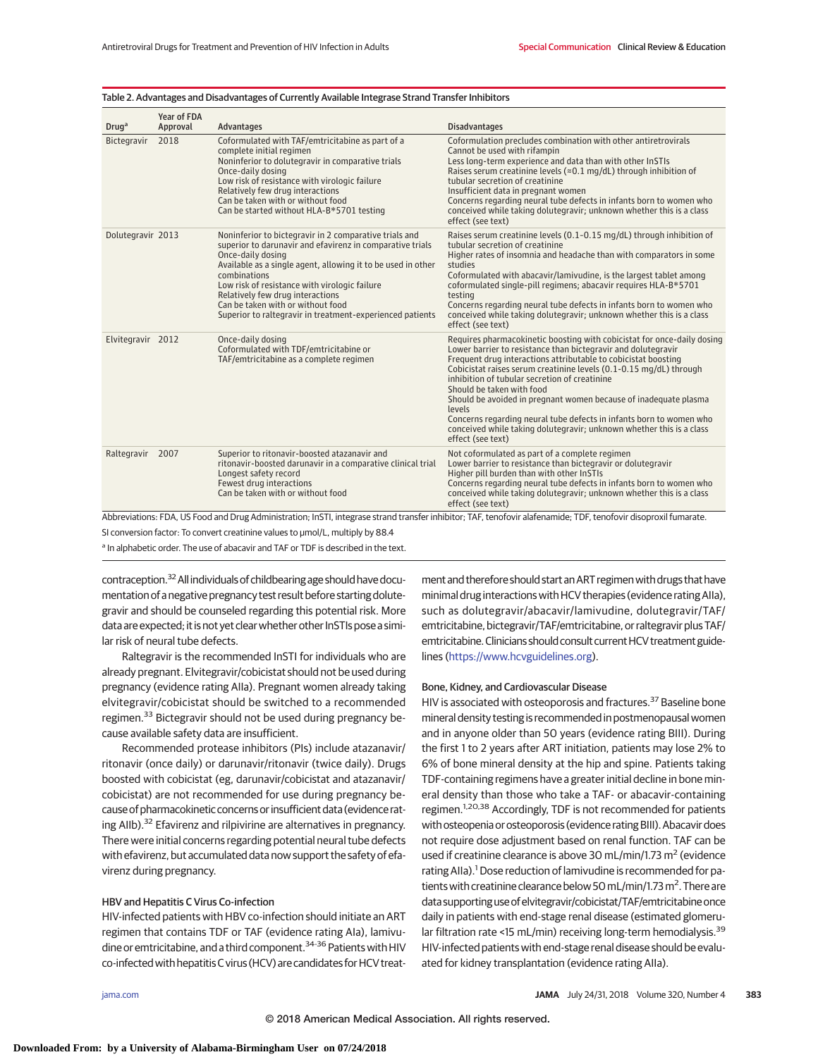Table 2. Advantages and Disadvantages of Currently Available Integrase Strand Transfer Inhibitors

| Drug[a] | Year of FDA Approval | Advantages | Disadvantages |
|---|---|---|---|
| Bictegravir | 2018 | Coformulated with TAF/emtricitabine as part of a complete initial regimen<br>Noninferior to dolutegravir in comparative trials<br>Once-daily dosing<br>Low risk of resistance with virologic failure<br>Relatively few drug interactions<br>Can be taken with or without food<br>Can be started without HLA-B*5701 testing | Coformulation precludes combination with other antiretrovirals<br>Cannot be used with rifampin<br>Less long-term experience and data than with other InSTIs<br>Raises serum creatinine levels (≈0.1 mg/dL) through inhibition of tubular secretion of creatinine<br>Insufficient data in pregnant women<br>Concerns regarding neural tube defects in infants born to women who conceived while taking dolutegravir; unknown whether this is a class effect (see text) |
| Dolutegravir | 2013 | Noninferior to bictegravir in 2 comparative trials and superior to darunavir and efavirenz in comparative trials<br>Once-daily dosing<br>Available as a single agent, allowing it to be used in other combinations<br>Low risk of resistance with virologic failure<br>Relatively few drug interactions<br>Can be taken with or without food<br>Superior to raltegravir in treatment-experienced patients | Raises serum creatinine levels (0.1-0.15 mg/dL) through inhibition of tubular secretion of creatinine<br>Higher rates of insomnia and headache than with comparators in some studies<br>Coformulated with abacavir/lamivudine, is the largest tablet among coformulated single-pill regimens; abacavir requires HLA-B*5701 testing<br>Concerns regarding neural tube defects in infants born to women who conceived while taking dolutegravir; unknown whether this is a class effect (see text) |
| Elvitegravir | 2012 | Once-daily dosing<br>Coformulated with TDF/emtricitabine or TAF/emtricitabine as a complete regimen | Requires pharmacokinetic boosting with cobicistat for once-daily dosing<br>Lower barrier to resistance than bictegravir and dolutegravir<br>Frequent drug interactions attributable to cobicistat boosting<br>Cobicistat raises serum creatinine levels (0.1-0.15 mg/dL) through inhibition of tubular secretion of creatinine<br>Should be taken with food<br>Should be avoided in pregnant women because of inadequate plasma levels<br>Concerns regarding neural tube defects in infants born to women who conceived while taking dolutegravir; unknown whether this is a class effect (see text) |
| Raltegravir | 2007 | Superior to ritonavir-boosted atazanavir and ritonavir-boosted darunavir in a comparative clinical trial<br>Longest safety record<br>Fewest drug interactions<br>Can be taken with or without food | Not coformulated as part of a complete regimen<br>Lower barrier to resistance than bictegravir or dolutegravir<br>Higher pill burden than with other InSTIs<br>Concerns regarding neural tube defects in infants born to women who conceived while taking dolutegravir; unknown whether this is a class effect (see text) |

Abbreviations: FDA, US Food and Drug Administration; InSTI, integrase strand transfer inhibitor; TAF, tenofovir alafenamide; TDF, tenofovir disoproxil fumarate.

SI conversion factor: To convert creatinine values to μmol/L, multiply by 88.4

[a] In alphabetic order. The use of abacavir and TAF or TDF is described in the text.

contraception.[32] All individuals of childbearing age should have documentation of a negative pregnancy test result before starting dolutegravir and should be counseled regarding this potential risk. More data are expected; it is not yet clear whether other InSTIs pose a similar risk of neural tube defects.

Raltegravir is the recommended InSTI for individuals who are already pregnant. Elvitegravir/cobicistat should not be used during pregnancy (evidence rating AIIa). Pregnant women already taking elvitegravir/cobicistat should be switched to a recommended regimen.[33] Bictegravir should not be used during pregnancy because available safety data are insufficient.

Recommended protease inhibitors (PIs) include atazanavir/ritonavir (once daily) or darunavir/ritonavir (twice daily). Drugs boosted with cobicistat (eg, darunavir/cobicistat and atazanavir/cobicistat) are not recommended for use during pregnancy because of pharmacokinetic concerns or insufficient data (evidence rating AIIb).[32] Efavirenz and rilpivirine are alternatives in pregnancy. There were initial concerns regarding potential neural tube defects with efavirenz, but accumulated data now support the safety of efavirenz during pregnancy.

### HBV and Hepatitis C Virus Co-infection

HIV-infected patients with HBV co-infection should initiate an ART regimen that contains TDF or TAF (evidence rating AIa), lamivudine or emtricitabine, and a third component.[34-36] Patients with HIV co-infected with hepatitis C virus (HCV) are candidates for HCV treatment and therefore should start an ART regimen with drugs that have minimal drug interactions with HCV therapies (evidence rating AIIa), such as dolutegravir/abacavir/lamivudine, dolutegravir/TAF/emtricitabine, bictegravir/TAF/emtricitabine, or raltegravir plus TAF/emtricitabine. Clinicians should consult current HCV treatment guidelines (https://www.hcvguidelines.org).

### Bone, Kidney, and Cardiovascular Disease

HIV is associated with osteoporosis and fractures.[37] Baseline bone mineral density testing is recommended in postmenopausal women and in anyone older than 50 years (evidence rating BIII). During the first 1 to 2 years after ART initiation, patients may lose 2% to 6% of bone mineral density at the hip and spine. Patients taking TDF-containing regimens have a greater initial decline in bone mineral density than those who take a TAF- or abacavir-containing regimen.[1,20,38] Accordingly, TDF is not recommended for patients with osteopenia or osteoporosis (evidence rating BIII). Abacavir does not require dose adjustment based on renal function. TAF can be used if creatinine clearance is above 30 mL/min/1.73 m$^2$ (evidence rating AIIa).[1] Dose reduction of lamivudine is recommended for patients with creatinine clearance below 50 mL/min/1.73 m$^2$. There are data supporting use of elvitegravir/cobicistat/TAF/emtricitabine once daily in patients with end-stage renal disease (estimated glomerular filtration rate <15 mL/min) receiving long-term hemodialysis.[39] HIV-infected patients with end-stage renal disease should be evaluated for kidney transplantation (evidence rating AIIa).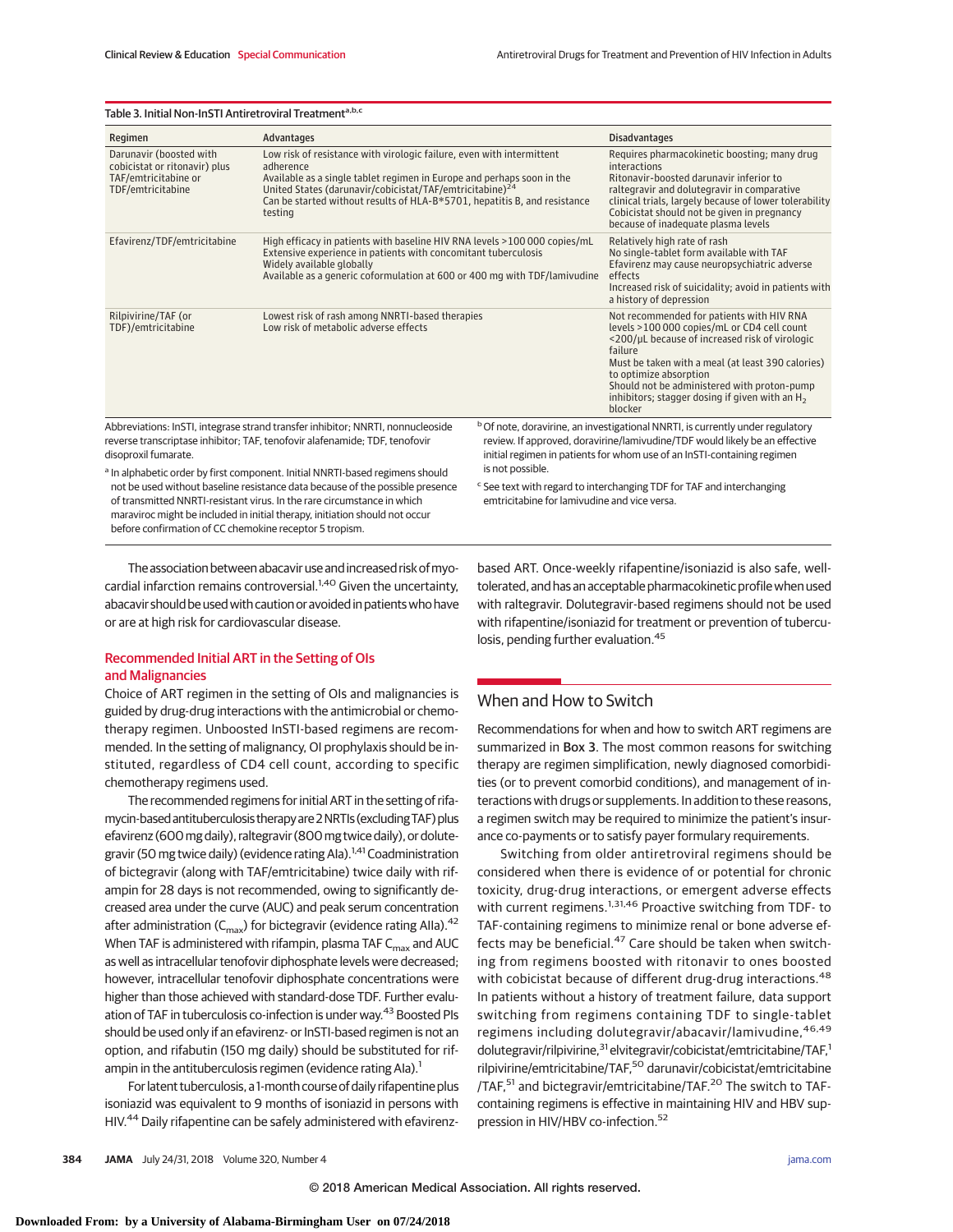Table 3. Initial Non-InSTI Antiretroviral Treatment[a,b,c]

| Regimen | Advantages | Disadvantages |
| --- | --- | --- |
| Darunavir (boosted with cobicistat or ritonavir) plus TAF/emtricitabine or TDF/emtricitabine | Low risk of resistance with virologic failure, even with intermittent adherence<br>Available as a single tablet regimen in Europe and perhaps soon in the United States (darunavir/cobicistat/TAF/emtricitabine)[24]<br>Can be started without results of HLA-B*5701, hepatitis B, and resistance testing | Requires pharmacokinetic boosting; many drug interactions<br>Ritonavir-boosted darunavir inferior to raltegravir and dolutegravir in comparative clinical trials, largely because of lower tolerability<br>Cobicistat should not be given in pregnancy because of inadequate plasma levels |
| Efavirenz/TDF/emtricitabine | High efficacy in patients with baseline HIV RNA levels >100 000 copies/mL<br>Extensive experience in patients with concomitant tuberculosis<br>Widely available globally<br>Available as a generic coformulation at 600 or 400 mg with TDF/lamivudine | Relatively high rate of rash<br>No single-tablet form available with TAF<br>Efavirenz may cause neuropsychiatric adverse effects<br>Increased risk of suicidality; avoid in patients with a history of depression |
| Rilpivirine/TAF (or TDF)/emtricitabine | Lowest risk of rash among NNRTI-based therapies<br>Low risk of metabolic adverse effects | Not recommended for patients with HIV RNA levels >100 000 copies/mL or CD4 cell count <200/μL because of increased risk of virologic failure<br>Must be taken with a meal (at least 390 calories) to optimize absorption<br>Should not be administered with proton-pump inhibitors; stagger dosing if given with an $H_2$ blocker |

Abbreviations: InSTI, integrase strand transfer inhibitor; NNRTI, nonnucleoside reverse transcriptase inhibitor; TAF, tenofovir alafenamide; TDF, tenofovir disoproxil fumarate.

[a] In alphabetic order by first component. Initial NNRTI-based regimens should not be used without baseline resistance data because of the possible presence of transmitted NNRTI-resistant virus. In the rare circumstance in which maraviroc might be included in initial therapy, initiation should not occur before confirmation of CC chemokine receptor 5 tropism.

[b] Of note, doravirine, an investigational NNRTI, is currently under regulatory review. If approved, doravirine/lamivudine/TDF would likely be an effective initial regimen in patients for whom use of an InSTI-containing regimen is not possible.

[c] See text with regard to interchanging TDF for TAF and interchanging emtricitabine for lamivudine and vice versa.

The association between abacavir use and increased risk of myocardial infarction remains controversial.[1,40] Given the uncertainty, abacavir should be used with caution or avoided in patients who have or are at high risk for cardiovascular disease.

## Recommended Initial ART in the Setting of OIs and Malignancies

Choice of ART regimen in the setting of OIs and malignancies is guided by drug-drug interactions with the antimicrobial or chemotherapy regimen. Unboosted InSTI-based regimens are recommended. In the setting of malignancy, OI prophylaxis should be instituted, regardless of CD4 cell count, according to specific chemotherapy regimens used.

The recommended regimens for initial ART in the setting of rifamycin-based antituberculosis therapy are 2 NRTIs (excluding TAF) plus efavirenz (600 mg daily), raltegravir (800 mg twice daily), or dolutegravir (50 mg twice daily) (evidence rating AIa).[1,41] Coadministration of bictegravir (along with TAF/emtricitabine) twice daily with rifampin for 28 days is not recommended, owing to significantly decreased area under the curve (AUC) and peak serum concentration after administration ($C_{max}$) for bictegravir (evidence rating AIIa).[42] When TAF is administered with rifampin, plasma TAF $C_{max}$ and AUC as well as intracellular tenofovir diphosphate levels were decreased; however, intracellular tenofovir diphosphate concentrations were higher than those achieved with standard-dose TDF. Further evaluation of TAF in tuberculosis co-infection is under way.[43] Boosted PIs should be used only if an efavirenz- or InSTI-based regimen is not an option, and rifabutin (150 mg daily) should be substituted for rifampin in the antituberculosis regimen (evidence rating AIa).[1]

For latent tuberculosis, a 1-month course of daily rifapentine plus isoniazid was equivalent to 9 months of isoniazid in persons with HIV.[44] Daily rifapentine can be safely administered with efavirenz-based ART. Once-weekly rifapentine/isoniazid is also safe, well-tolerated, and has an acceptable pharmacokinetic profile when used with raltegravir. Dolutegravir-based regimens should not be used with rifapentine/isoniazid for treatment or prevention of tuberculosis, pending further evaluation.[45]

## When and How to Switch

Recommendations for when and how to switch ART regimens are summarized in **Box 3**. The most common reasons for switching therapy are regimen simplification, newly diagnosed comorbidities (or to prevent comorbid conditions), and management of interactions with drugs or supplements. In addition to these reasons, a regimen switch may be required to minimize the patient's insurance co-payments or to satisfy payer formulary requirements.

Switching from older antiretroviral regimens should be considered when there is evidence of or potential for chronic toxicity, drug-drug interactions, or emergent adverse effects with current regimens.[1,31,46] Proactive switching from TDF- to TAF-containing regimens to minimize renal or bone adverse effects may be beneficial.[47] Care should be taken when switching from regimens boosted with ritonavir to ones boosted with cobicistat because of different drug-drug interactions.[48] In patients without a history of treatment failure, data support switching from regimens containing TDF to single-tablet regimens including dolutegravir/abacavir/lamivudine,[46,49] dolutegravir/rilpivirine,[31] elvitegravir/cobicistat/emtricitabine/TAF,[1] rilpivirine/emtricitabine/TAF,[50] darunavir/cobicistat/emtricitabine/TAF,[51] and bictegravir/emtricitabine/TAF.[20] The switch to TAF-containing regimens is effective in maintaining HIV and HBV suppression in HIV/HBV co-infection.[52]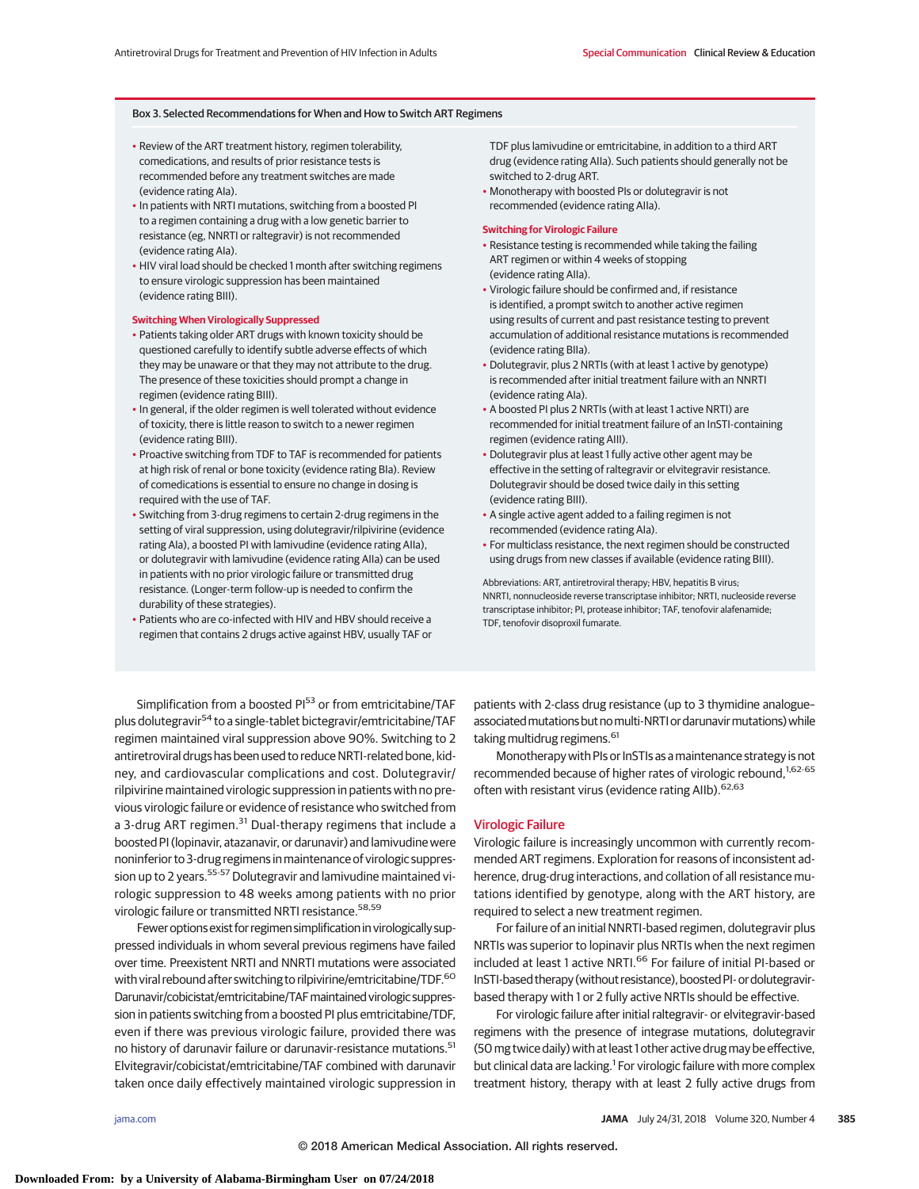### Box 3. Selected Recommendations for When and How to Switch ART Regimens

- Review of the ART treatment history, regimen tolerability, comedications, and results of prior resistance tests is recommended before any treatment switches are made (evidence rating AIa).
- In patients with NRTI mutations, switching from a boosted PI to a regimen containing a drug with a low genetic barrier to resistance (eg, NNRTI or raltegravir) is not recommended (evidence rating AIa).
- HIV viral load should be checked 1 month after switching regimens to ensure virologic suppression has been maintained (evidence rating BIII).

**Switching When Virologically Suppressed**

- Patients taking older ART drugs with known toxicity should be questioned carefully to identify subtle adverse effects of which they may be unaware or that they may not attribute to the drug. The presence of these toxicities should prompt a change in regimen (evidence rating BIII).
- In general, if the older regimen is well tolerated without evidence of toxicity, there is little reason to switch to a newer regimen (evidence rating BIII).
- Proactive switching from TDF to TAF is recommended for patients at high risk of renal or bone toxicity (evidence rating BIIa). Review of comedications is essential to ensure no change in dosing is required with the use of TAF.
- Switching from 3-drug regimens to certain 2-drug regimens in the setting of viral suppression, using dolutegravir/rilpivirine (evidence rating AIa), a boosted PI with lamivudine (evidence rating AIIa), or dolutegravir with lamivudine (evidence rating AIIa) can be used in patients with no prior virologic failure or transmitted drug resistance. (Longer-term follow-up is needed to confirm the durability of these strategies).
- Patients who are co-infected with HIV and HBV should receive a regimen that contains 2 drugs active against HBV, usually TAF or TDF plus lamivudine or emtricitabine, in addition to a third ART drug (evidence rating AIIa). Such patients should generally not be switched to 2-drug ART.
- Monotherapy with boosted PIs or dolutegravir is not recommended (evidence rating AIIa).

**Switching for Virologic Failure**

- Resistance testing is recommended while taking the failing ART regimen or within 4 weeks of stopping (evidence rating AIIa).
- Virologic failure should be confirmed and, if resistance is identified, a prompt switch to another active regimen using results of current and past resistance testing to prevent accumulation of additional resistance mutations is recommended (evidence rating BIIa).
- Dolutegravir, plus 2 NRTIs (with at least 1 active by genotype) is recommended after initial treatment failure with an NNRTI (evidence rating AIa).
- A boosted PI plus 2 NRTIs (with at least 1 active NRTI) are recommended for initial treatment failure of an InSTI-containing regimen (evidence rating AIII).
- Dolutegravir plus at least 1 fully active other agent may be effective in the setting of raltegravir or elvitegravir resistance. Dolutegravir should be dosed twice daily in this setting (evidence rating BIII).
- A single active agent added to a failing regimen is not recommended (evidence rating AIa).
- For multiclass resistance, the next regimen should be constructed using drugs from new classes if available (evidence rating BIII).

Abbreviations: ART, antiretroviral therapy; HBV, hepatitis B virus; NNRTI, nonnucleoside reverse transcriptase inhibitor; NRTI, nucleoside reverse transcriptase inhibitor; PI, protease inhibitor; TAF, tenofovir alafenamide; TDF, tenofovir disoproxil fumarate.

Simplification from a boosted PI[53] or from emtricitabine/TAF plus dolutegravir[54] to a single-tablet bictegravir/emtricitabine/TAF regimen maintained viral suppression above 90%. Switching to 2 antiretroviral drugs has been used to reduce NRTI-related bone, kidney, and cardiovascular complications and cost. Dolutegravir/rilpivirine maintained virologic suppression in patients with no previous virologic failure or evidence of resistance who switched from a 3-drug ART regimen.[31] Dual-therapy regimens that include a boosted PI (lopinavir, atazanavir, or darunavir) and lamivudine were noninferior to 3-drug regimens in maintenance of virologic suppression up to 2 years.[55-57] Dolutegravir and lamivudine maintained virologic suppression to 48 weeks among patients with no prior virologic failure or transmitted NRTI resistance.[58,59]

Fewer options exist for regimen simplification in virologically suppressed individuals in whom several previous regimens have failed over time. Preexistent NRTI and NNRTI mutations were associated with viral rebound after switching to rilpivirine/emtricitabine/TDF.[60] Darunavir/cobicistat/emtricitabine/TAF maintained virologic suppression in patients switching from a boosted PI plus emtricitabine/TDF, even if there was previous virologic failure, provided there was no history of darunavir failure or darunavir-resistance mutations.[51] Elvitegravir/cobicistat/emtricitabine/TAF combined with darunavir taken once daily effectively maintained virologic suppression in patients with 2-class drug resistance (up to 3 thymidine analogue–associated mutations but no multi-NRTI or darunavir mutations) while taking multidrug regimens.[61]

Monotherapy with PIs or InSTIs as a maintenance strategy is not recommended because of higher rates of virologic rebound,[1,62-65] often with resistant virus (evidence rating AIIb).[62,63]

## Virologic Failure

Virologic failure is increasingly uncommon with currently recommended ART regimens. Exploration for reasons of inconsistent adherence, drug-drug interactions, and collation of all resistance mutations identified by genotype, along with the ART history, are required to select a new treatment regimen.

For failure of an initial NNRTI-based regimen, dolutegravir plus NRTIs was superior to lopinavir plus NRTIs when the next regimen included at least 1 active NRTI.[66] For failure of initial PI-based or InSTI-based therapy (without resistance), boosted PI- or dolutegravir-based therapy with 1 or 2 fully active NRTIs should be effective.

For virologic failure after initial raltegravir- or elvitegravir-based regimens with the presence of integrase mutations, dolutegravir (50 mg twice daily) with at least 1 other active drug may be effective, but clinical data are lacking.[1] For virologic failure with more complex treatment history, therapy with at least 2 fully active drugs from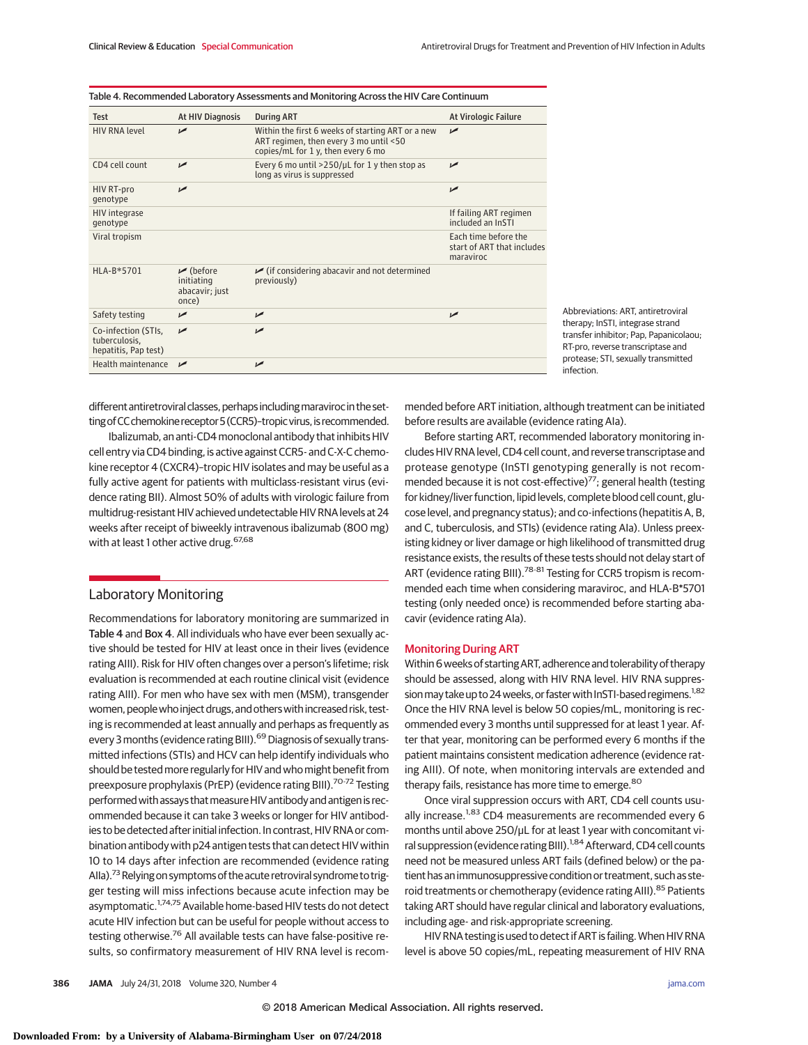Table 4. Recommended Laboratory Assessments and Monitoring Across the HIV Care Continuum

| Test | At HIV Diagnosis | During ART | At Virologic Failure |
|---|---|---|---|
| HIV RNA level | ✓ | Within the first 6 weeks of starting ART or a new ART regimen, then every 3 mo until <50 copies/mL for 1 y, then every 6 mo | ✓ |
| CD4 cell count | ✓ | Every 6 mo until >250/μL for 1 y then stop as long as virus is suppressed | ✓ |
| HIV RT-pro genotype | ✓ | | ✓ |
| HIV integrase genotype | | | If failing ART regimen included an InSTI |
| Viral tropism | | | Each time before the start of ART that includes maraviroc |
| HLA-B*5701 | ✓ (before initiating abacavir; just once) | ✓ (if considering abacavir and not determined previously) | |
| Safety testing | ✓ | ✓ | ✓ |
| Co-infection (STIs, tuberculosis, hepatitis, Pap test) | ✓ | ✓ | |
| Health maintenance | ✓ | ✓ | |

Abbreviations: ART, antiretroviral therapy; InSTI, integrase strand transfer inhibitor; Pap, Papanicolaou; RT-pro, reverse transcriptase and protease; STI, sexually transmitted infection.

different antiretroviral classes, perhaps including maraviroc in the setting of CC chemokine receptor 5 (CCR5)-tropic virus, is recommended.

Ibalizumab, an anti-CD4 monoclonal antibody that inhibits HIV cell entry via CD4 binding, is active against CCR5- and C-X-C chemokine receptor 4 (CXCR4)-tropic HIV isolates and may be useful as a fully active agent for patients with multiclass-resistant virus (evidence rating BII). Almost 50% of adults with virologic failure from multidrug-resistant HIV achieved undetectable HIV RNA levels at 24 weeks after receipt of biweekly intravenous ibalizumab (800 mg) with at least 1 other active drug.[67,68]

## Laboratory Monitoring

Recommendations for laboratory monitoring are summarized in Table 4 and Box 4. All individuals who have ever been sexually active should be tested for HIV at least once in their lives (evidence rating AIII). Risk for HIV often changes over a person's lifetime; risk evaluation is recommended at each routine clinical visit (evidence rating AIII). For men who have sex with men (MSM), transgender women, people who inject drugs, and others with increased risk, testing is recommended at least annually and perhaps as frequently as every 3 months (evidence rating BIII).[69] Diagnosis of sexually transmitted infections (STIs) and HCV can help identify individuals who should be tested more regularly for HIV and who might benefit from preexposure prophylaxis (PrEP) (evidence rating BIII).[70-72] Testing performed with assays that measure HIV antibody and antigen is recommended because it can take 3 weeks or longer for HIV antibodies to be detected after initial infection. In contrast, HIV RNA or combination antibody with p24 antigen tests that can detect HIV within 10 to 14 days after infection are recommended (evidence rating AIIa).[73] Relying on symptoms of the acute retroviral syndrome to trigger testing will miss infections because acute infection may be asymptomatic.[1,74,75] Available home-based HIV tests do not detect acute HIV infection but can be useful for people without access to testing otherwise.[76] All available tests can have false-positive results, so confirmatory measurement of HIV RNA level is recommended before ART initiation, although treatment can be initiated before results are available (evidence rating AIa).

Before starting ART, recommended laboratory monitoring includes HIV RNA level, CD4 cell count, and reverse transcriptase and protease genotype (InSTI genotyping generally is not recommended because it is not cost-effective)[77]; general health (testing for kidney/liver function, lipid levels, complete blood cell count, glucose level, and pregnancy status); and co-infections (hepatitis A, B, and C, tuberculosis, and STIs) (evidence rating AIa). Unless preexisting kidney or liver damage or high likelihood of transmitted drug resistance exists, the results of these tests should not delay start of ART (evidence rating BIII).[78-81] Testing for CCR5 tropism is recommended each time when considering maraviroc, and HLA-B*5701 testing (only needed once) is recommended before starting abacavir (evidence rating AIa).

### Monitoring During ART

Within 6 weeks of starting ART, adherence and tolerability of therapy should be assessed, along with HIV RNA level. HIV RNA suppression may take up to 24 weeks, or faster with InSTI-based regimens.[1,82] Once the HIV RNA level is below 50 copies/mL, monitoring is recommended every 3 months until suppressed for at least 1 year. After that year, monitoring can be performed every 6 months if the patient maintains consistent medication adherence (evidence rating AIII). Of note, when monitoring intervals are extended and therapy fails, resistance has more time to emerge.[80]

Once viral suppression occurs with ART, CD4 cell counts usually increase.[1,83] CD4 measurements are recommended every 6 months until above 250/μL for at least 1 year with concomitant viral suppression (evidence rating BIII).[1,84] Afterward, CD4 cell counts need not be measured unless ART fails (defined below) or the patient has an immunosuppressive condition or treatment, such as steroid treatments or chemotherapy (evidence rating AIII).[85] Patients taking ART should have regular clinical and laboratory evaluations, including age- and risk-appropriate screening.

HIV RNA testing is used to detect if ART is failing. When HIV RNA level is above 50 copies/mL, repeating measurement of HIV RNA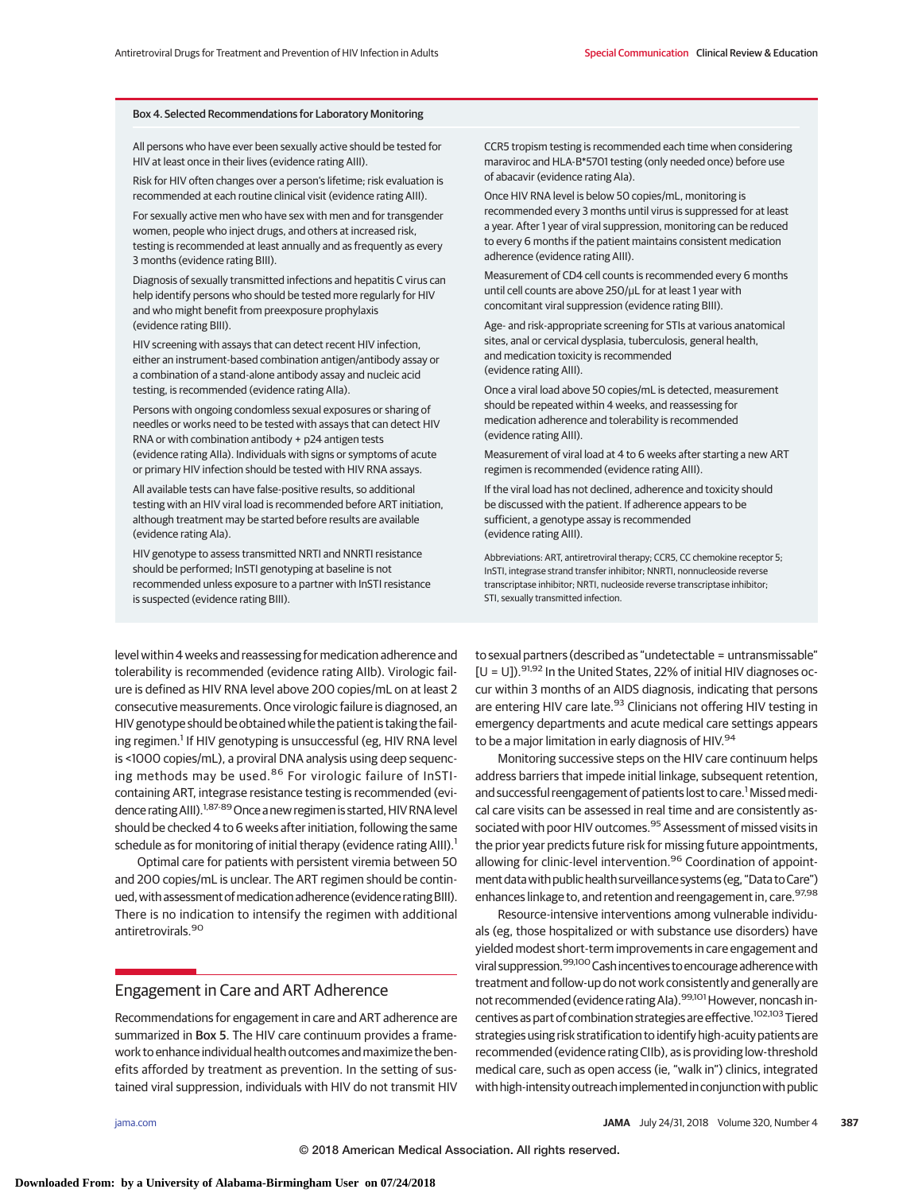### Box 4. Selected Recommendations for Laboratory Monitoring

All persons who have ever been sexually active should be tested for HIV at least once in their lives (evidence rating AIII).

Risk for HIV often changes over a person's lifetime; risk evaluation is recommended at each routine clinical visit (evidence rating AIII).

For sexually active men who have sex with men and for transgender women, people who inject drugs, and others at increased risk, testing is recommended at least annually and as frequently as every 3 months (evidence rating BIII).

Diagnosis of sexually transmitted infections and hepatitis C virus can help identify persons who should be tested more regularly for HIV and who might benefit from preexposure prophylaxis (evidence rating BIII).

HIV screening with assays that can detect recent HIV infection, either an instrument-based combination antigen/antibody assay or a combination of a stand-alone antibody assay and nucleic acid testing, is recommended (evidence rating AIIa).

Persons with ongoing condomless sexual exposures or sharing of needles or works need to be tested with assays that can detect HIV RNA or with combination antibody + p24 antigen tests (evidence rating AIIa). Individuals with signs or symptoms of acute or primary HIV infection should be tested with HIV RNA assays.

All available tests can have false-positive results, so additional testing with an HIV viral load is recommended before ART initiation, although treatment may be started before results are available (evidence rating AIa).

HIV genotype to assess transmitted NRTI and NNRTI resistance should be performed; InSTI genotyping at baseline is not recommended unless exposure to a partner with InSTI resistance is suspected (evidence rating BIII).

CCR5 tropism testing is recommended each time when considering maraviroc and HLA-B*5701 testing (only needed once) before use of abacavir (evidence rating AIa).

Once HIV RNA level is below 50 copies/mL, monitoring is recommended every 3 months until virus is suppressed for at least a year. After 1 year of viral suppression, monitoring can be reduced to every 6 months if the patient maintains consistent medication adherence (evidence rating AIII).

Measurement of CD4 cell counts is recommended every 6 months until cell counts are above 250/μL for at least 1 year with concomitant viral suppression (evidence rating BIII).

Age- and risk-appropriate screening for STIs at various anatomical sites, anal or cervical dysplasia, tuberculosis, general health, and medication toxicity is recommended (evidence rating AIII).

Once a viral load above 50 copies/mL is detected, measurement should be repeated within 4 weeks, and reassessing for medication adherence and tolerability is recommended (evidence rating AIII).

Measurement of viral load at 4 to 6 weeks after starting a new ART regimen is recommended (evidence rating AIII).

If the viral load has not declined, adherence and toxicity should be discussed with the patient. If adherence appears to be sufficient, a genotype assay is recommended (evidence rating AIII).

Abbreviations: ART, antiretroviral therapy; CCR5, CC chemokine receptor 5; InSTI, integrase strand transfer inhibitor; NNRTI, nonnucleoside reverse transcriptase inhibitor; NRTI, nucleoside reverse transcriptase inhibitor; STI, sexually transmitted infection.

level within 4 weeks and reassessing for medication adherence and tolerability is recommended (evidence rating AIIb). Virologic failure is defined as HIV RNA level above 200 copies/mL on at least 2 consecutive measurements. Once virologic failure is diagnosed, an HIV genotype should be obtained while the patient is taking the failing regimen.[1] If HIV genotyping is unsuccessful (eg, HIV RNA level is <1000 copies/mL), a proviral DNA analysis using deep sequencing methods may be used.[86] For virologic failure of InSTI-containing ART, integrase resistance testing is recommended (evidence rating AIII).[1,87-89] Once a new regimen is started, HIV RNA level should be checked 4 to 6 weeks after initiation, following the same schedule as for monitoring of initial therapy (evidence rating AIII).[1]

Optimal care for patients with persistent viremia between 50 and 200 copies/mL is unclear. The ART regimen should be continued, with assessment of medication adherence (evidence rating BIII). There is no indication to intensify the regimen with additional antiretrovirals.[90]

## Engagement in Care and ART Adherence

Recommendations for engagement in care and ART adherence are summarized in Box 5. The HIV care continuum provides a framework to enhance individual health outcomes and maximize the benefits afforded by treatment as prevention. In the setting of sustained viral suppression, individuals with HIV do not transmit HIV to sexual partners (described as "undetectable = untransmissable" [U = U]).[91,92] In the United States, 22% of initial HIV diagnoses occur within 3 months of an AIDS diagnosis, indicating that persons are entering HIV care late.[93] Clinicians not offering HIV testing in emergency departments and acute medical care settings appears to be a major limitation in early diagnosis of HIV.[94]

Monitoring successive steps on the HIV care continuum helps address barriers that impede initial linkage, subsequent retention, and successful reengagement of patients lost to care.[1] Missed medical care visits can be assessed in real time and are consistently associated with poor HIV outcomes.[95] Assessment of missed visits in the prior year predicts future risk for missing future appointments, allowing for clinic-level intervention.[96] Coordination of appointment data with public health surveillance systems (eg, "Data to Care") enhances linkage to, and retention and reengagement in, care.[97,98]

Resource-intensive interventions among vulnerable individuals (eg, those hospitalized or with substance use disorders) have yielded modest short-term improvements in care engagement and viral suppression.[99,100] Cash incentives to encourage adherence with treatment and follow-up do not work consistently and generally are not recommended (evidence rating AIa).[99,101] However, noncash incentives as part of combination strategies are effective.[102,103] Tiered strategies using risk stratification to identify high-acuity patients are recommended (evidence rating CIIb), as is providing low-threshold medical care, such as open access (ie, "walk in") clinics, integrated with high-intensity outreach implemented in conjunction with public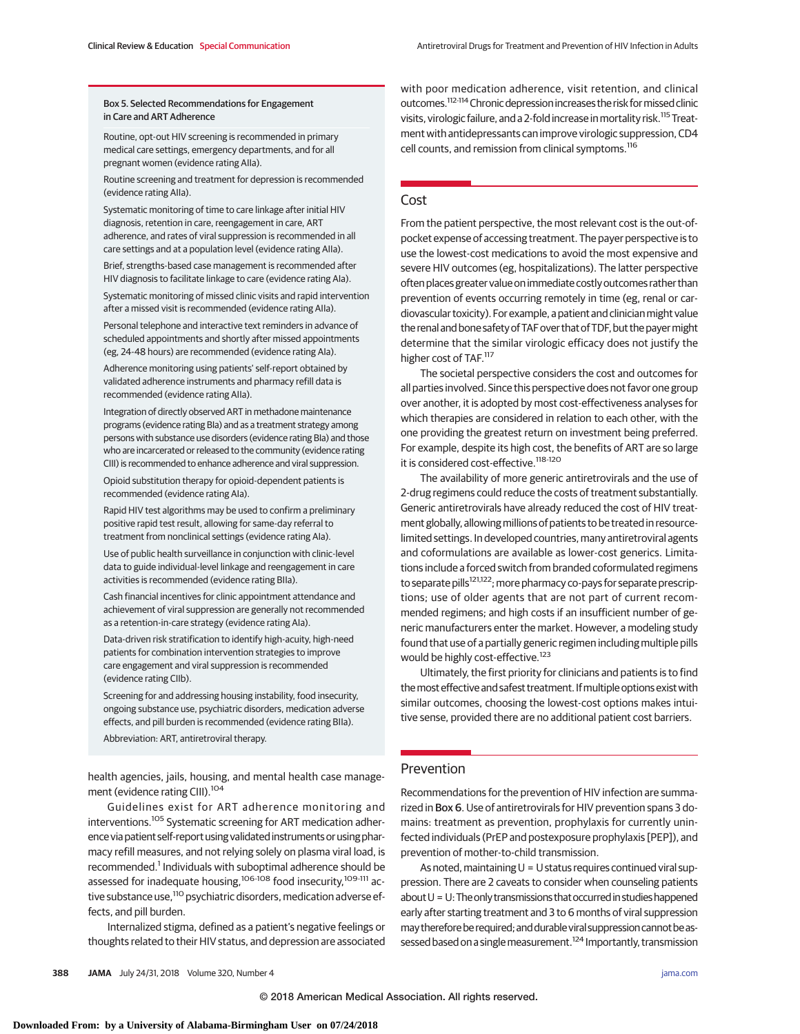**Box 5. Selected Recommendations for Engagement in Care and ART Adherence**

Routine, opt-out HIV screening is recommended in primary medical care settings, emergency departments, and for all pregnant women (evidence rating AIIa).

Routine screening and treatment for depression is recommended (evidence rating AIIa).

Systematic monitoring of time to care linkage after initial HIV diagnosis, retention in care, reengagement in care, ART adherence, and rates of viral suppression is recommended in all care settings and at a population level (evidence rating AIIa).

Brief, strengths-based case management is recommended after HIV diagnosis to facilitate linkage to care (evidence rating AIa).

Systematic monitoring of missed clinic visits and rapid intervention after a missed visit is recommended (evidence rating AIIa).

Personal telephone and interactive text reminders in advance of scheduled appointments and shortly after missed appointments (eg, 24-48 hours) are recommended (evidence rating AIa).

Adherence monitoring using patients' self-report obtained by validated adherence instruments and pharmacy refill data is recommended (evidence rating AIIa).

Integration of directly observed ART in methadone maintenance programs (evidence rating BIa) and as a treatment strategy among persons with substance use disorders (evidence rating BIa) and those who are incarcerated or released to the community (evidence rating CIII) is recommended to enhance adherence and viral suppression.

Opioid substitution therapy for opioid-dependent patients is recommended (evidence rating AIa).

Rapid HIV test algorithms may be used to confirm a preliminary positive rapid test result, allowing for same-day referral to treatment from nonclinical settings (evidence rating AIa).

Use of public health surveillance in conjunction with clinic-level data to guide individual-level linkage and reengagement in care activities is recommended (evidence rating BIIa).

Cash financial incentives for clinic appointment attendance and achievement of viral suppression are generally not recommended as a retention-in-care strategy (evidence rating AIa).

Data-driven risk stratification to identify high-acuity, high-need patients for combination intervention strategies to improve care engagement and viral suppression is recommended (evidence rating CIIb).

Screening for and addressing housing instability, food insecurity, ongoing substance use, psychiatric disorders, medication adverse effects, and pill burden is recommended (evidence rating BIIa).

Abbreviation: ART, antiretroviral therapy.

health agencies, jails, housing, and mental health case management (evidence rating CIII).[104]

Guidelines exist for ART adherence monitoring and interventions.[105] Systematic screening for ART medication adherence via patient self-report using validated instruments or using pharmacy refill measures, and not relying solely on plasma viral load, is recommended.[1] Individuals with suboptimal adherence should be assessed for inadequate housing,[106-108] food insecurity,[109-111] active substance use,[110] psychiatric disorders, medication adverse effects, and pill burden.

Internalized stigma, defined as a patient's negative feelings or thoughts related to their HIV status, and depression are associated with poor medication adherence, visit retention, and clinical outcomes.[112-114] Chronic depression increases the risk for missed clinic visits, virologic failure, and a 2-fold increase in mortality risk.[115] Treatment with antidepressants can improve virologic suppression, CD4 cell counts, and remission from clinical symptoms.[116]

## Cost

From the patient perspective, the most relevant cost is the out-of-pocket expense of accessing treatment. The payer perspective is to use the lowest-cost medications to avoid the most expensive and severe HIV outcomes (eg, hospitalizations). The latter perspective often places greater value on immediate costly outcomes rather than prevention of events occurring remotely in time (eg, renal or cardiovascular toxicity). For example, a patient and clinician might value the renal and bone safety of TAF over that of TDF, but the payer might determine that the similar virologic efficacy does not justify the higher cost of TAF.[117]

The societal perspective considers the cost and outcomes for all parties involved. Since this perspective does not favor one group over another, it is adopted by most cost-effectiveness analyses for which therapies are considered in relation to each other, with the one providing the greatest return on investment being preferred. For example, despite its high cost, the benefits of ART are so large it is considered cost-effective.[118-120]

The availability of more generic antiretrovirals and the use of 2-drug regimens could reduce the costs of treatment substantially. Generic antiretrovirals have already reduced the cost of HIV treatment globally, allowing millions of patients to be treated in resource-limited settings. In developed countries, many antiretroviral agents and coformulations are available as lower-cost generics. Limitations include a forced switch from branded coformulated regimens to separate pills[121,122]; more pharmacy co-pays for separate prescriptions; use of older agents that are not part of current recommended regimens; and high costs if an insufficient number of generic manufacturers enter the market. However, a modeling study found that use of a partially generic regimen including multiple pills would be highly cost-effective.[123]

Ultimately, the first priority for clinicians and patients is to find the most effective and safest treatment. If multiple options exist with similar outcomes, choosing the lowest-cost options makes intuitive sense, provided there are no additional patient cost barriers.

## Prevention

Recommendations for the prevention of HIV infection are summarized in **Box 6**. Use of antiretrovirals for HIV prevention spans 3 domains: treatment as prevention, prophylaxis for currently uninfected individuals (PrEP and postexposure prophylaxis [PEP]), and prevention of mother-to-child transmission.

As noted, maintaining U = U status requires continued viral suppression. There are 2 caveats to consider when counseling patients about U = U: The only transmissions that occurred in studies happened early after starting treatment and 3 to 6 months of viral suppression may therefore be required; and durable viral suppression cannot be assessed based on a single measurement.[124] Importantly, transmission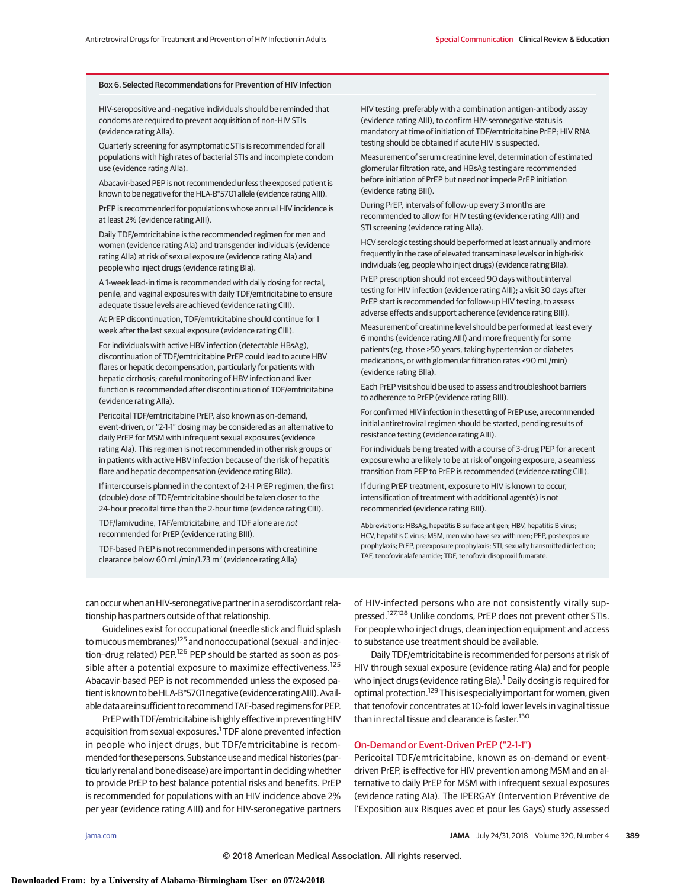## Box 6. Selected Recommendations for Prevention of HIV Infection

HIV-seropositive and -negative individuals should be reminded that condoms are required to prevent acquisition of non-HIV STIs (evidence rating AIIa).

Quarterly screening for asymptomatic STIs is recommended for all populations with high rates of bacterial STIs and incomplete condom use (evidence rating AIIa).

Abacavir-based PEP is not recommended unless the exposed patient is known to be negative for the HLA-B*5701 allele (evidence rating AIII).

PrEP is recommended for populations whose annual HIV incidence is at least 2% (evidence rating AIII).

Daily TDF/emtricitabine is the recommended regimen for men and women (evidence rating AIa) and transgender individuals (evidence rating AIIa) at risk of sexual exposure (evidence rating AIa) and people who inject drugs (evidence rating BIa).

A 1-week lead-in time is recommended with daily dosing for rectal, penile, and vaginal exposures with daily TDF/emtricitabine to ensure adequate tissue levels are achieved (evidence rating CIII).

At PrEP discontinuation, TDF/emtricitabine should continue for 1 week after the last sexual exposure (evidence rating CIII).

For individuals with active HBV infection (detectable HBsAg), discontinuation of TDF/emtricitabine PrEP could lead to acute HBV flares or hepatic decompensation, particularly for patients with hepatic cirrhosis; careful monitoring of HBV infection and liver function is recommended after discontinuation of TDF/emtricitabine (evidence rating AIIa).

Pericoital TDF/emtricitabine PrEP, also known as on-demand, event-driven, or "2-1-1" dosing may be considered as an alternative to daily PrEP for MSM with infrequent sexual exposures (evidence rating AIa). This regimen is not recommended in other risk groups or in patients with active HBV infection because of the risk of hepatitis flare and hepatic decompensation (evidence rating BIIa).

If intercourse is planned in the context of 2-1-1 PrEP regimen, the first (double) dose of TDF/emtricitabine should be taken closer to the 24-hour precoital time than the 2-hour time (evidence rating CIII).

TDF/lamivudine, TAF/emtricitabine, and TDF alone are *not* recommended for PrEP (evidence rating BIII).

TDF-based PrEP is not recommended in persons with creatinine clearance below 60 mL/min/1.73 m$^2$ (evidence rating AIIa)

HIV testing, preferably with a combination antigen-antibody assay (evidence rating AIII), to confirm HIV-seronegative status is mandatory at time of initiation of TDF/emtricitabine PrEP; HIV RNA testing should be obtained if acute HIV is suspected.

Measurement of serum creatinine level, determination of estimated glomerular filtration rate, and HBsAg testing are recommended before initiation of PrEP but need not impede PrEP initiation (evidence rating BIII).

During PrEP, intervals of follow-up every 3 months are recommended to allow for HIV testing (evidence rating AIII) and STI screening (evidence rating AIIa).

HCV serologic testing should be performed at least annually and more frequently in the case of elevated transaminase levels or in high-risk individuals (eg, people who inject drugs) (evidence rating BIIa).

PrEP prescription should not exceed 90 days without interval testing for HIV infection (evidence rating AIII); a visit 30 days after PrEP start is recommended for follow-up HIV testing, to assess adverse effects and support adherence (evidence rating BIII).

Measurement of creatinine level should be performed at least every 6 months (evidence rating AIII) and more frequently for some patients (eg, those >50 years, taking hypertension or diabetes medications, or with glomerular filtration rates <90 mL/min) (evidence rating BIIa).

Each PrEP visit should be used to assess and troubleshoot barriers to adherence to PrEP (evidence rating BIII).

For confirmed HIV infection in the setting of PrEP use, a recommended initial antiretroviral regimen should be started, pending results of resistance testing (evidence rating AIII).

For individuals being treated with a course of 3-drug PEP for a recent exposure who are likely to be at risk of ongoing exposure, a seamless transition from PEP to PrEP is recommended (evidence rating CIII).

If during PrEP treatment, exposure to HIV is known to occur, intensification of treatment with additional agent(s) is not recommended (evidence rating BIII).

Abbreviations: HBsAg, hepatitis B surface antigen; HBV, hepatitis B virus; HCV, hepatitis C virus; MSM, men who have sex with men; PEP, postexposure prophylaxis; PrEP, preexposure prophylaxis; STI, sexually transmitted infection; TAF, tenofovir alafenamide; TDF, tenofovir disoproxil fumarate.

can occur when an HIV-seronegative partner in a serodiscordant relationship has partners outside of that relationship.

Guidelines exist for occupational (needle stick and fluid splash to mucous membranes)[125] and nonoccupational (sexual- and injection–drug related) PEP.[126] PEP should be started as soon as possible after a potential exposure to maximize effectiveness.[125] Abacavir-based PEP is not recommended unless the exposed patient is known to be HLA-B*5701 negative (evidence rating AIII). Available data are insufficient to recommend TAF-based regimens for PEP.

PrEP with TDF/emtricitabine is highly effective in preventing HIV acquisition from sexual exposures.[1] TDF alone prevented infection in people who inject drugs, but TDF/emtricitabine is recommended for these persons. Substance use and medical histories (particularly renal and bone disease) are important in deciding whether to provide PrEP to best balance potential risks and benefits. PrEP is recommended for populations with an HIV incidence above 2% per year (evidence rating AIII) and for HIV-seronegative partners of HIV-infected persons who are not consistently virally suppressed.[127,128] Unlike condoms, PrEP does not prevent other STIs. For people who inject drugs, clean injection equipment and access to substance use treatment should be available.

Daily TDF/emtricitabine is recommended for persons at risk of HIV through sexual exposure (evidence rating AIa) and for people who inject drugs (evidence rating BIa).[1] Daily dosing is required for optimal protection.[129] This is especially important for women, given that tenofovir concentrates at 10-fold lower levels in vaginal tissue than in rectal tissue and clearance is faster.[130]

### On-Demand or Event-Driven PrEP ("2-1-1")

Pericoital TDF/emtricitabine, known as on-demand or event-driven PrEP, is effective for HIV prevention among MSM and an alternative to daily PrEP for MSM with infrequent sexual exposures (evidence rating AIa). The IPERGAY (Intervention Préventive de l'Exposition aux Risques avec et pour les Gays) study assessed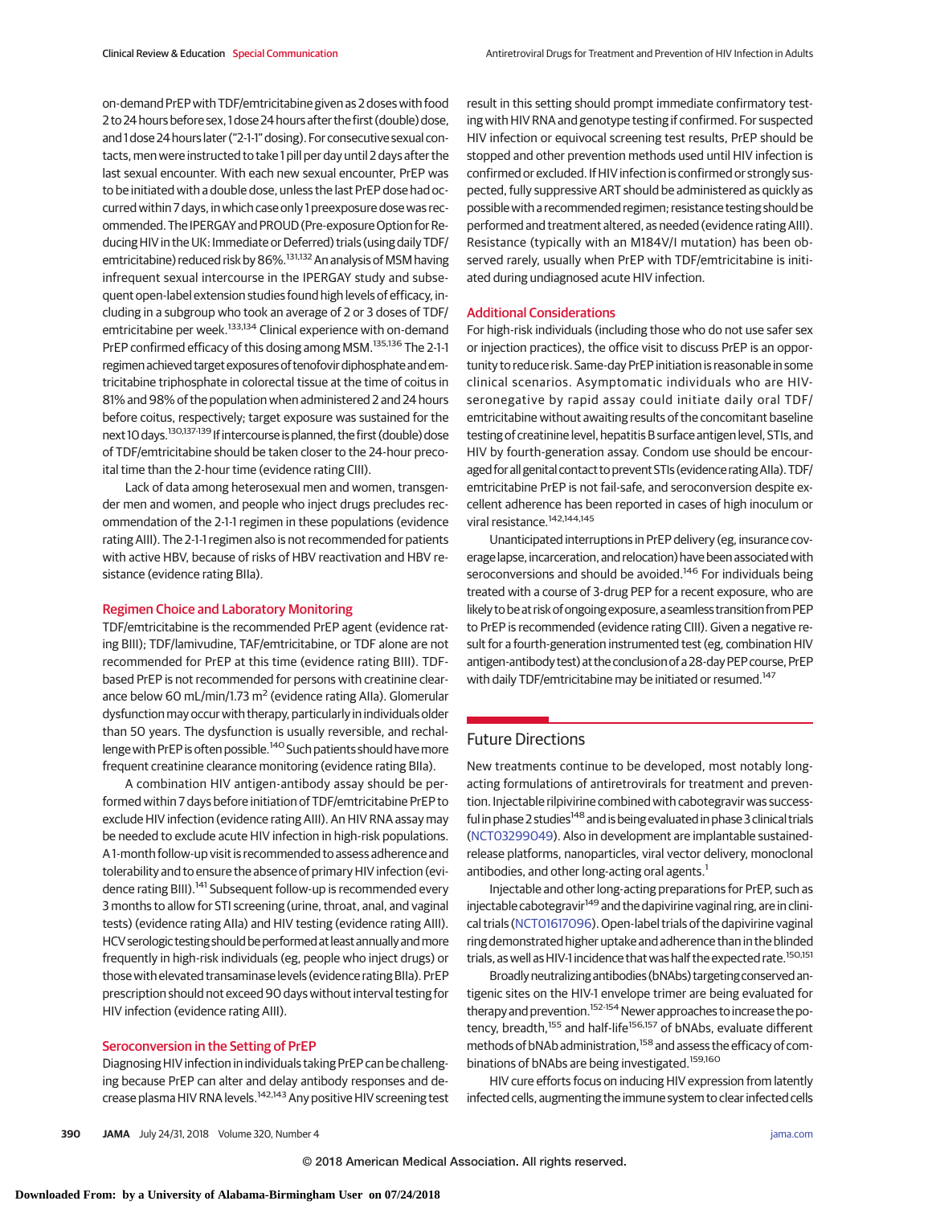on-demand PrEP with TDF/emtricitabine given as 2 doses with food 2 to 24 hours before sex, 1 dose 24 hours after the first (double) dose, and 1 dose 24 hours later ("2-1-1" dosing). For consecutive sexual contacts, men were instructed to take 1 pill per day until 2 days after the last sexual encounter. With each new sexual encounter, PrEP was to be initiated with a double dose, unless the last PrEP dose had occurred within 7 days, in which case only 1 preexposure dose was recommended. The IPERGAY and PROUD (Pre-exposure Option for Reducing HIV in the UK: Immediate or Deferred) trials (using daily TDF/emtricitabine) reduced risk by 86%.[131,132] An analysis of MSM having infrequent sexual intercourse in the IPERGAY study and subsequent open-label extension studies found high levels of efficacy, including in a subgroup who took an average of 2 or 3 doses of TDF/emtricitabine per week.[133,134] Clinical experience with on-demand PrEP confirmed efficacy of this dosing among MSM.[135,136] The 2-1-1 regimen achieved target exposures of tenofovir diphosphate and emtricitabine triphosphate in colorectal tissue at the time of coitus in 81% and 98% of the population when administered 2 and 24 hours before coitus, respectively; target exposure was sustained for the next 10 days.[130,137-139] If intercourse is planned, the first (double) dose of TDF/emtricitabine should be taken closer to the 24-hour precoital time than the 2-hour time (evidence rating CIII).

Lack of data among heterosexual men and women, transgender men and women, and people who inject drugs precludes recommendation of the 2-1-1 regimen in these populations (evidence rating AIII). The 2-1-1 regimen also is not recommended for patients with active HBV, because of risks of HBV reactivation and HBV resistance (evidence rating BIIa).

### Regimen Choice and Laboratory Monitoring

TDF/emtricitabine is the recommended PrEP agent (evidence rating BIII); TDF/lamivudine, TAF/emtricitabine, or TDF alone are not recommended for PrEP at this time (evidence rating BIII). TDF-based PrEP is not recommended for persons with creatinine clearance below 60 mL/min/1.73 m$^2$ (evidence rating AIIa). Glomerular dysfunction may occur with therapy, particularly in individuals older than 50 years. The dysfunction is usually reversible, and rechallenge with PrEP is often possible.[140] Such patients should have more frequent creatinine clearance monitoring (evidence rating BIIa).

A combination HIV antigen-antibody assay should be performed within 7 days before initiation of TDF/emtricitabine PrEP to exclude HIV infection (evidence rating AIII). An HIV RNA assay may be needed to exclude acute HIV infection in high-risk populations. A 1-month follow-up visit is recommended to assess adherence and tolerability and to ensure the absence of primary HIV infection (evidence rating BIII).[141] Subsequent follow-up is recommended every 3 months to allow for STI screening (urine, throat, anal, and vaginal tests) (evidence rating AIIa) and HIV testing (evidence rating AIII). HCV serologic testing should be performed at least annually and more frequently in high-risk individuals (eg, people who inject drugs) or those with elevated transaminase levels (evidence rating BIIa). PrEP prescription should not exceed 90 days without interval testing for HIV infection (evidence rating AIII).

### Seroconversion in the Setting of PrEP

Diagnosing HIV infection in individuals taking PrEP can be challenging because PrEP can alter and delay antibody responses and decrease plasma HIV RNA levels.[142,143] Any positive HIV screening test result in this setting should prompt immediate confirmatory testing with HIV RNA and genotype testing if confirmed. For suspected HIV infection or equivocal screening test results, PrEP should be stopped and other prevention methods used until HIV infection is confirmed or excluded. If HIV infection is confirmed or strongly suspected, fully suppressive ART should be administered as quickly as possible with a recommended regimen; resistance testing should be performed and treatment altered, as needed (evidence rating AIII). Resistance (typically with an M184V/I mutation) has been observed rarely, usually when PrEP with TDF/emtricitabine is initiated during undiagnosed acute HIV infection.

### Additional Considerations

For high-risk individuals (including those who do not use safer sex or injection practices), the office visit to discuss PrEP is an opportunity to reduce risk. Same-day PrEP initiation is reasonable in some clinical scenarios. Asymptomatic individuals who are HIV-seronegative by rapid assay could initiate daily oral TDF/emtricitabine without awaiting results of the concomitant baseline testing of creatinine level, hepatitis B surface antigen level, STIs, and HIV by fourth-generation assay. Condom use should be encouraged for all genital contact to prevent STIs (evidence rating AIIa). TDF/emtricitabine PrEP is not fail-safe, and seroconversion despite excellent adherence has been reported in cases of high inoculum or viral resistance.[142,144,145]

Unanticipated interruptions in PrEP delivery (eg, insurance coverage lapse, incarceration, and relocation) have been associated with seroconversions and should be avoided.[146] For individuals being treated with a course of 3-drug PEP for a recent exposure, who are likely to be at risk of ongoing exposure, a seamless transition from PEP to PrEP is recommended (evidence rating CIII). Given a negative result for a fourth-generation instrumented test (eg, combination HIV antigen-antibody test) at the conclusion of a 28-day PEP course, PrEP with daily TDF/emtricitabine may be initiated or resumed.[147]

## Future Directions

New treatments continue to be developed, most notably long-acting formulations of antiretrovirals for treatment and prevention. Injectable rilpivirine combined with cabotegravir was successful in phase 2 studies[148] and is being evaluated in phase 3 clinical trials (NCT03299049). Also in development are implantable sustained-release platforms, nanoparticles, viral vector delivery, monoclonal antibodies, and other long-acting oral agents.[1]

Injectable and other long-acting preparations for PrEP, such as injectable cabotegravir[149] and the dapivirine vaginal ring, are in clinical trials (NCT01617096). Open-label trials of the dapivirine vaginal ring demonstrated higher uptake and adherence than in the blinded trials, as well as HIV-1 incidence that was half the expected rate.[150,151]

Broadly neutralizing antibodies (bNAbs) targeting conserved antigenic sites on the HIV-1 envelope trimer are being evaluated for therapy and prevention.[152-154] Newer approaches to increase the potency, breadth,[155] and half-life[156,157] of bNAbs, evaluate different methods of bNAb administration,[158] and assess the efficacy of combinations of bNAbs are being investigated.[159,160]

HIV cure efforts focus on inducing HIV expression from latently infected cells, augmenting the immune system to clear infected cells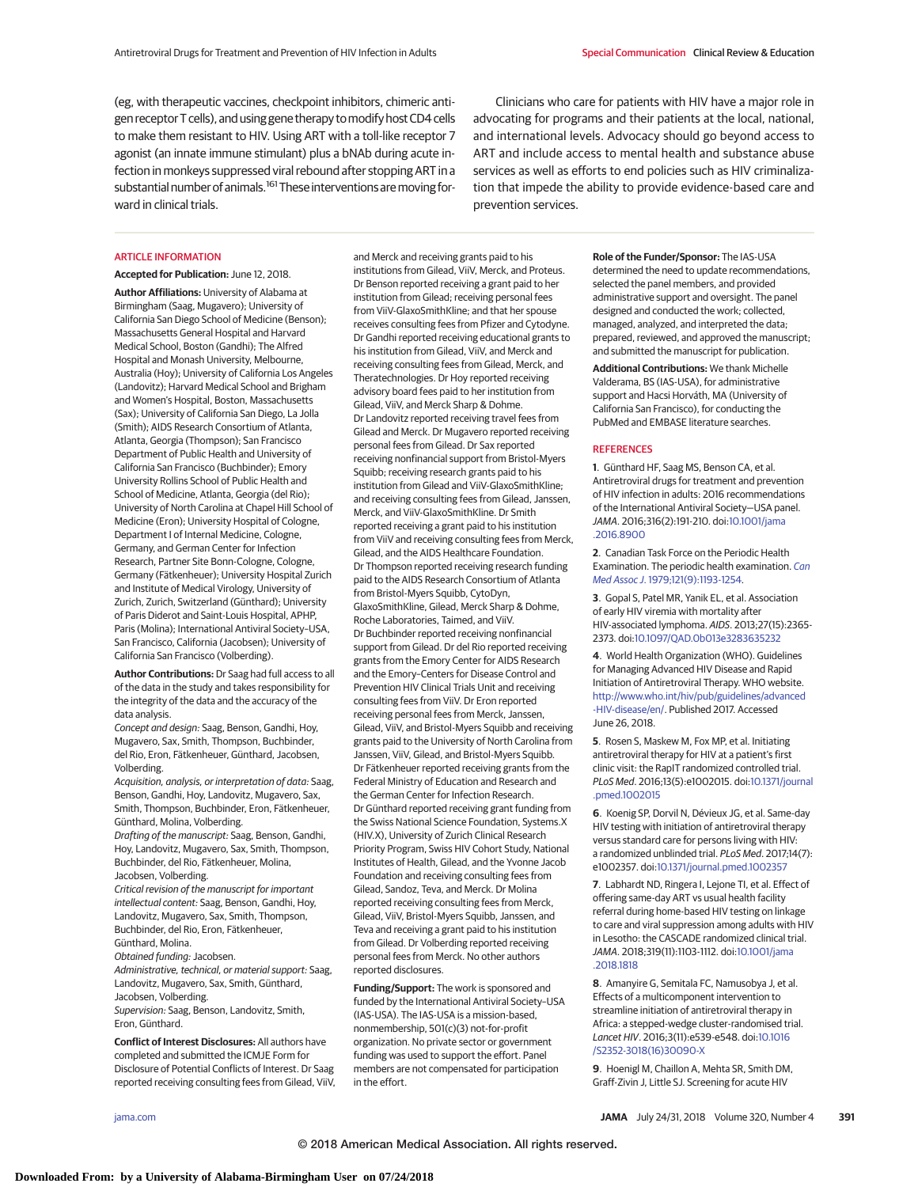(eg, with therapeutic vaccines, checkpoint inhibitors, chimeric antigen receptor T cells), and using gene therapy to modify host CD4 cells to make them resistant to HIV. Using ART with a toll-like receptor 7 agonist (an innate immune stimulant) plus a bNAb during acute infection in monkeys suppressed viral rebound after stopping ART in a substantial number of animals.[161] These interventions are moving forward in clinical trials.

Clinicians who care for patients with HIV have a major role in advocating for programs and their patients at the local, national, and international levels. Advocacy should go beyond access to ART and include access to mental health and substance abuse services as well as efforts to end policies such as HIV criminalization that impede the ability to provide evidence-based care and prevention services.

## ARTICLE INFORMATION

**Accepted for Publication:** June 12, 2018.

**Author Affiliations:** University of Alabama at Birmingham (Saag, Mugavero); University of California San Diego School of Medicine (Benson); Massachusetts General Hospital and Harvard Medical School, Boston (Gandhi); The Alfred Hospital and Monash University, Melbourne, Australia (Hoy); University of California Los Angeles (Landovitz); Harvard Medical School and Brigham and Women's Hospital, Boston, Massachusetts (Sax); University of California San Diego, La Jolla (Smith); AIDS Research Consortium of Atlanta, Atlanta, Georgia (Thompson); San Francisco Department of Public Health and University of California San Francisco (Buchbinder); Emory University Rollins School of Public Health and School of Medicine, Atlanta, Georgia (del Rio); University of North Carolina at Chapel Hill School of Medicine (Eron); University Hospital of Cologne, Department I of Internal Medicine, Cologne, Germany, and German Center for Infection Research, Partner Site Bonn-Cologne, Cologne, Germany (Fätkenheuer); University Hospital Zurich and Institute of Medical Virology, University of Zurich, Zurich, Switzerland (Günthard); University of Paris Diderot and Saint-Louis Hospital, APHP, Paris (Molina); International Antiviral Society–USA, San Francisco, California (Jacobsen); University of California San Francisco (Volberding).

**Author Contributions:** Dr Saag had full access to all of the data in the study and takes responsibility for the integrity of the data and the accuracy of the data analysis.

*Concept and design:* Saag, Benson, Gandhi, Hoy, Mugavero, Sax, Smith, Thompson, Buchbinder, del Rio, Eron, Fätkenheuer, Günthard, Jacobsen, Volberding.

*Acquisition, analysis, or interpretation of data:* Saag, Benson, Gandhi, Hoy, Landovitz, Mugavero, Sax, Smith, Thompson, Buchbinder, Eron, Fätkenheuer, Günthard, Molina, Volberding.

*Drafting of the manuscript:* Saag, Benson, Gandhi, Hoy, Landovitz, Mugavero, Sax, Smith, Thompson, Buchbinder, del Rio, Fätkenheuer, Molina, Jacobsen, Volberding.

*Critical revision of the manuscript for important intellectual content:* Saag, Benson, Gandhi, Hoy, Landovitz, Mugavero, Sax, Smith, Thompson, Buchbinder, del Rio, Eron, Fätkenheuer, Günthard, Molina.

*Obtained funding:* Jacobsen.

*Administrative, technical, or material support:* Saag, Landovitz, Mugavero, Sax, Smith, Günthard, Jacobsen, Volberding.

*Supervision:* Saag, Benson, Landovitz, Smith, Eron, Günthard.

**Conflict of Interest Disclosures:** All authors have completed and submitted the ICMJE Form for Disclosure of Potential Conflicts of Interest. Dr Saag reported receiving consulting fees from Gilead, ViiV, and Merck and receiving grants paid to his institutions from Gilead, ViiV, Merck, and Proteus. Dr Benson reported receiving a grant paid to her institution from Gilead; receiving personal fees from ViiV-GlaxoSmithKline; and that her spouse receives consulting fees from Pfizer and Cytodyne. Dr Gandhi reported receiving educational grants to his institution from Gilead, ViiV, and Merck and receiving consulting fees from Gilead, Merck, and Theratechnologies. Dr Hoy reported receiving advisory board fees paid to her institution from Gilead, ViiV, and Merck Sharp & Dohme. Dr Landovitz reported receiving travel fees from Gilead and Merck. Dr Mugavero reported receiving personal fees from Gilead. Dr Sax reported receiving nonfinancial support from Bristol-Myers Squibb; receiving research grants paid to his institution from Gilead and ViiV-GlaxoSmithKline; and receiving consulting fees from Gilead, Janssen, Merck, and ViiV-GlaxoSmithKline. Dr Smith reported receiving a grant paid to his institution from ViiV and receiving consulting fees from Merck, Gilead, and the AIDS Healthcare Foundation. Dr Thompson reported receiving research funding paid to the AIDS Research Consortium of Atlanta from Bristol-Myers Squibb, CytoDyn, GlaxoSmithKline, Gilead, Merck Sharp & Dohme, Roche Laboratories, Taimed, and ViiV. Dr Buchbinder reported receiving nonfinancial support from Gilead. Dr del Rio reported receiving grants from the Emory Center for AIDS Research and the Emory–Centers for Disease Control and Prevention HIV Clinical Trials Unit and receiving consulting fees from ViiV. Dr Eron reported receiving personal fees from Merck, Janssen, Gilead, ViiV, and Bristol-Myers Squibb and receiving grants paid to the University of North Carolina from Janssen, ViiV, Gilead, and Bristol-Myers Squibb. Dr Fätkenheuer reported receiving grants from the Federal Ministry of Education and Research and the German Center for Infection Research. Dr Günthard reported receiving grant funding from the Swiss National Science Foundation, Systems.X (HIV.X), University of Zurich Clinical Research Priority Program, Swiss HIV Cohort Study, National Institutes of Health, Gilead, and the Yvonne Jacob Foundation and receiving consulting fees from Gilead, Sandoz, Teva, and Merck. Dr Molina reported receiving consulting fees from Merck, Gilead, ViiV, Bristol-Myers Squibb, Janssen, and Teva and receiving a grant paid to his institution from Gilead. Dr Volberding reported receiving personal fees from Merck. No other authors reported disclosures.

**Funding/Support:** The work is sponsored and funded by the International Antiviral Society–USA (IAS-USA). The IAS-USA is a mission-based, nonmembership, 501(c)(3) not-for-profit organization. No private sector or government funding was used to support the effort. Panel members are not compensated for participation in the effort.

**Role of the Funder/Sponsor:** The IAS-USA determined the need to update recommendations, selected the panel members, and provided administrative support and oversight. The panel designed and conducted the work; collected, managed, analyzed, and interpreted the data; prepared, reviewed, and approved the manuscript; and submitted the manuscript for publication.

**Additional Contributions:** We thank Michelle Valderama, BS (IAS-USA), for administrative support and Hacsi Horváth, MA (University of California San Francisco), for conducting the PubMed and EMBASE literature searches.

## REFERENCES

1. Günthard HF, Saag MS, Benson CA, et al. Antiretroviral drugs for treatment and prevention of HIV infection in adults: 2016 recommendations of the International Antiviral Society—USA panel. *JAMA*. 2016;316(2):191-210. doi:10.1001/jama.2016.8900

2. Canadian Task Force on the Periodic Health Examination. The periodic health examination. *Can Med Assoc J*. 1979;121(9):1193-1254.

3. Gopal S, Patel MR, Yanik EL, et al. Association of early HIV viremia with mortality after HIV-associated lymphoma. *AIDS*. 2013;27(15):2365-2373. doi:10.1097/QAD.0b013e3283635232

4. World Health Organization (WHO). Guidelines for Managing Advanced HIV Disease and Rapid Initiation of Antiretroviral Therapy. WHO website. http://www.who.int/hiv/pub/guidelines/advanced-HIV-disease/en/. Published 2017. Accessed June 26, 2018.

5. Rosen S, Maskew M, Fox MP, et al. Initiating antiretroviral therapy for HIV at a patient's first clinic visit: the RapIT randomized controlled trial. *PLoS Med*. 2016;13(5):e1002015. doi:10.1371/journal.pmed.1002015

6. Koenig SP, Dorvil N, Dévieux JG, et al. Same-day HIV testing with initiation of antiretroviral therapy versus standard care for persons living with HIV: a randomized unblinded trial. *PLoS Med*. 2017;14(7):e1002357. doi:10.1371/journal.pmed.1002357

7. Labhardt ND, Ringera I, Lejone TI, et al. Effect of offering same-day ART vs usual health facility referral during home-based HIV testing on linkage to care and viral suppression among adults with HIV in Lesotho: the CASCADE randomized clinical trial. *JAMA*. 2018;319(11):1103-1112. doi:10.1001/jama.2018.1818

8. Amanyire G, Semitala FC, Namusobya J, et al. Effects of a multicomponent intervention to streamline initiation of antiretroviral therapy in Africa: a stepped-wedge cluster-randomised trial. *Lancet HIV*. 2016;3(11):e539-e548. doi:10.1016/S2352-3018(16)30090-X

9. Hoenigl M, Chaillon A, Mehta SR, Smith DM, Graff-Zivin J, Little SJ. Screening for acute HIV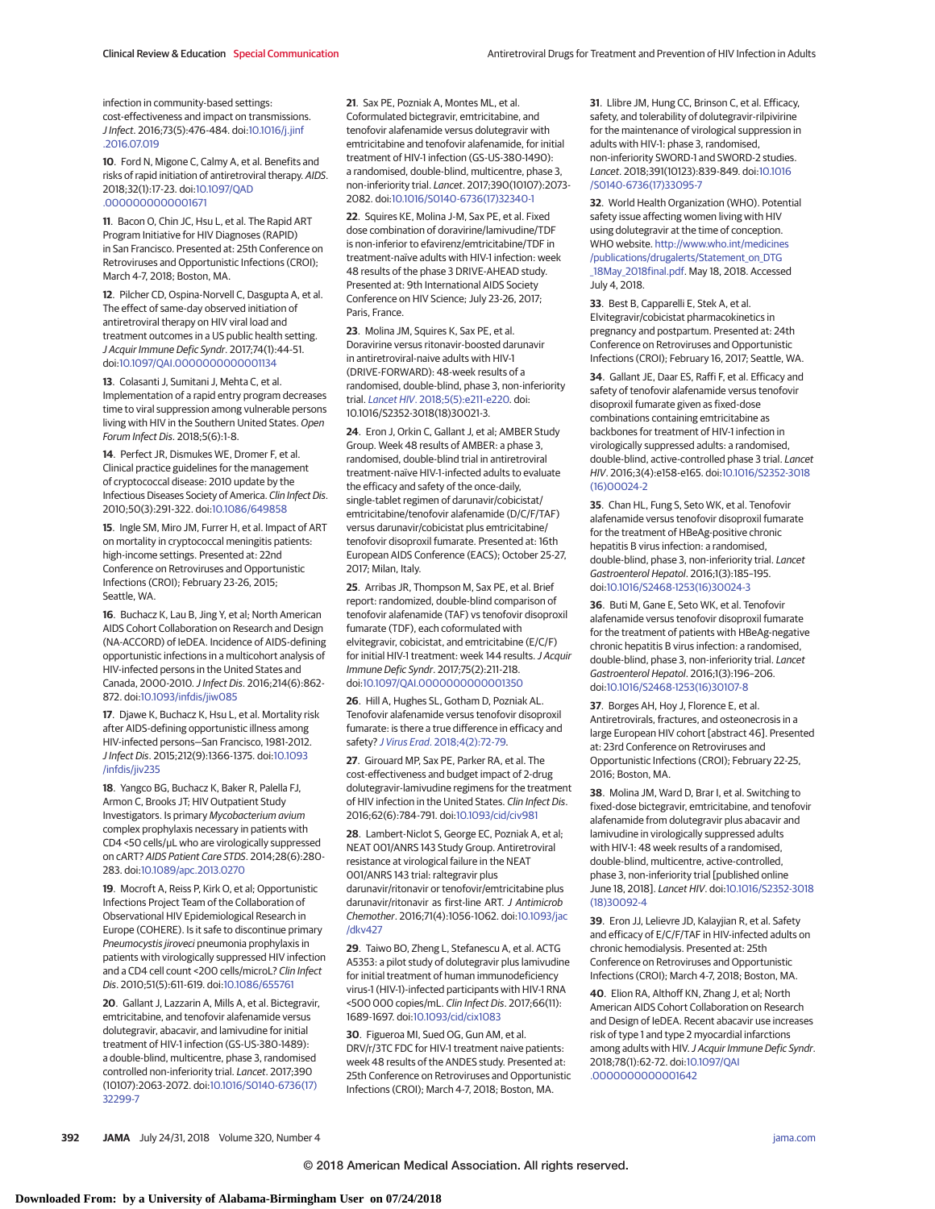infection in community-based settings: cost-effectiveness and impact on transmissions. *J Infect*. 2016;73(5):476-484. doi:10.1016/j.jinf.2016.07.019

10. Ford N, Migone C, Calmy A, et al. Benefits and risks of rapid initiation of antiretroviral therapy. *AIDS*. 2018;32(1):17-23. doi:10.1097/QAD.0000000000001671

11. Bacon O, Chin JC, Hsu L, et al. The Rapid ART Program Initiative for HIV Diagnoses (RAPID) in San Francisco. Presented at: 25th Conference on Retroviruses and Opportunistic Infections (CROI); March 4-7, 2018; Boston, MA.

12. Pilcher CD, Ospina-Norvell C, Dasgupta A, et al. The effect of same-day observed initiation of antiretroviral therapy on HIV viral load and treatment outcomes in a US public health setting. *J Acquir Immune Defic Syndr*. 2017;74(1):44-51. doi:10.1097/QAI.0000000000001134

13. Colasanti J, Sumitani J, Mehta C, et al. Implementation of a rapid entry program decreases time to viral suppression among vulnerable persons living with HIV in the Southern United States. *Open Forum Infect Dis*. 2018;5(6):1-8.

14. Perfect JR, Dismukes WE, Dromer F, et al. Clinical practice guidelines for the management of cryptococcal disease: 2010 update by the Infectious Diseases Society of America. *Clin Infect Dis*. 2010;50(3):291-322. doi:10.1086/649858

15. Ingle SM, Miro JM, Furrer H, et al. Impact of ART on mortality in cryptococcal meningitis patients: high-income settings. Presented at: 22nd Conference on Retroviruses and Opportunistic Infections (CROI); February 23-26, 2015; Seattle, WA.

16. Buchacz K, Lau B, Jing Y, et al; North American AIDS Cohort Collaboration on Research and Design (NA-ACCORD) of IeDEA. Incidence of AIDS-defining opportunistic infections in a multicohort analysis of HIV-infected persons in the United States and Canada, 2000-2010. *J Infect Dis*. 2016;214(6):862-872. doi:10.1093/infdis/jiw085

17. Djawe K, Buchacz K, Hsu L, et al. Mortality risk after AIDS-defining opportunistic illness among HIV-infected persons—San Francisco, 1981-2012. *J Infect Dis*. 2015;212(9):1366-1375. doi:10.1093/infdis/jiv235

18. Yangco BG, Buchacz K, Baker R, Palella FJ, Armon C, Brooks JT; HIV Outpatient Study Investigators. Is primary *Mycobacterium avium* complex prophylaxis necessary in patients with CD4 <50 cells/μL who are virologically suppressed on cART? *AIDS Patient Care STDS*. 2014;28(6):280-283. doi:10.1089/apc.2013.0270

19. Mocroft A, Reiss P, Kirk O, et al; Opportunistic Infections Project Team of the Collaboration of Observational HIV Epidemiological Research in Europe (COHERE). Is it safe to discontinue primary *Pneumocystis jiroveci* pneumonia prophylaxis in patients with virologically suppressed HIV infection and a CD4 cell count <200 cells/microL? *Clin Infect Dis*. 2010;51(5):611-619. doi:10.1086/655761

20. Gallant J, Lazzarin A, Mills A, et al. Bictegravir, emtricitabine, and tenofovir alafenamide versus dolutegravir, abacavir, and lamivudine for initial treatment of HIV-1 infection (GS-US-380-1489): a double-blind, multicentre, phase 3, randomised controlled non-inferiority trial. *Lancet*. 2017;390(10107):2063-2072. doi:10.1016/S0140-6736(17)32299-7

21. Sax PE, Pozniak A, Montes ML, et al. Coformulated bictegravir, emtricitabine, and tenofovir alafenamide versus dolutegravir with emtricitabine and tenofovir alafenamide, for initial treatment of HIV-1 infection (GS-US-380-1490): a randomised, double-blind, multicentre, phase 3, non-inferiority trial. *Lancet*. 2017;390(10107):2073-2082. doi:10.1016/S0140-6736(17)32340-1

22. Squires KE, Molina J-M, Sax PE, et al. Fixed dose combination of doravirine/lamivudine/TDF is non-inferior to efavirenz/emtricitabine/TDF in treatment-naïve adults with HIV-1 infection: week 48 results of the phase 3 DRIVE-AHEAD study. Presented at: 9th International AIDS Society Conference on HIV Science; July 23-26, 2017; Paris, France.

23. Molina JM, Squires K, Sax PE, et al. Doravirine versus ritonavir-boosted darunavir in antiretroviral-naive adults with HIV-1 (DRIVE-FORWARD): 48-week results of a randomised, double-blind, phase 3, non-inferiority trial. *Lancet HIV*. 2018;5(5):e211-e220. doi:10.1016/S2352-3018(18)30021-3.

24. Eron J, Orkin C, Gallant J, et al; AMBER Study Group. Week 48 results of AMBER: a phase 3, randomised, double-blind trial in antiretroviral treatment-naïve HIV-1-infected adults to evaluate the efficacy and safety of the once-daily, single-tablet regimen of darunavir/cobicistat/emtricitabine/tenofovir alafenamide (D/C/F/TAF) versus darunavir/cobicistat plus emtricitabine/tenofovir disoproxil fumarate. Presented at: 16th European AIDS Conference (EACS); October 25-27, 2017; Milan, Italy.

25. Arribas JR, Thompson M, Sax PE, et al. Brief report: randomized, double-blind comparison of tenofovir alafenamide (TAF) vs tenofovir disoproxil fumarate (TDF), each coformulated with elvitegravir, cobicistat, and emtricitabine (E/C/F) for initial HIV-1 treatment: week 144 results. *J Acquir Immune Defic Syndr*. 2017;75(2):211-218. doi:10.1097/QAI.0000000000001350

26. Hill A, Hughes SL, Gotham D, Pozniak AL. Tenofovir alafenamide versus tenofovir disoproxil fumarate: is there a true difference in efficacy and safety? *J Virus Erad*. 2018;4(2):72-79.

27. Girouard MP, Sax PE, Parker RA, et al. The cost-effectiveness and budget impact of 2-drug dolutegravir-lamivudine regimens for the treatment of HIV infection in the United States. *Clin Infect Dis*. 2016;62(6):784-791. doi:10.1093/cid/civ981

28. Lambert-Niclot S, George EC, Pozniak A, et al; NEAT 001/ANRS 143 Study Group. Antiretroviral resistance at virological failure in the NEAT 001/ANRS 143 trial: raltegravir plus darunavir/ritonavir or tenofovir/emtricitabine plus darunavir/ritonavir as first-line ART. *J Antimicrob Chemother*. 2016;71(4):1056-1062. doi:10.1093/jac/dkv427

29. Taiwo BO, Zheng L, Stefanescu A, et al. ACTG A5353: a pilot study of dolutegravir plus lamivudine for initial treatment of human immunodeficiency virus-1 (HIV-1)-infected participants with HIV-1 RNA <500 000 copies/mL. *Clin Infect Dis*. 2017;66(11):1689-1697. doi:10.1093/cid/cix1083

30. Figueroa MI, Sued OG, Gun AM, et al. DRV/r/3TC FDC for HIV-1 treatment naive patients: week 48 results of the ANDES study. Presented at: 25th Conference on Retroviruses and Opportunistic Infections (CROI); March 4-7, 2018; Boston, MA.

31. Llibre JM, Hung CC, Brinson C, et al. Efficacy, safety, and tolerability of dolutegravir-rilpivirine for the maintenance of virological suppression in adults with HIV-1: phase 3, randomised, non-inferiority SWORD-1 and SWORD-2 studies. *Lancet*. 2018;391(10123):839-849. doi:10.1016/S0140-6736(17)33095-7

32. World Health Organization (WHO). Potential safety issue affecting women living with HIV using dolutegravir at the time of conception. WHO website. http://www.who.int/medicines/publications/drugalerts/Statement_on_DTG_18May_2018final.pdf. May 18, 2018. Accessed July 4, 2018.

33. Best B, Capparelli E, Stek A, et al. Elvitegravir/cobicistat pharmacokinetics in pregnancy and postpartum. Presented at: 24th Conference on Retroviruses and Opportunistic Infections (CROI); February 16, 2017; Seattle, WA.

34. Gallant JE, Daar ES, Raffi F, et al. Efficacy and safety of tenofovir alafenamide versus tenofovir disoproxil fumarate given as fixed-dose combinations containing emtricitabine as backbones for treatment of HIV-1 infection in virologically suppressed adults: a randomised, double-blind, active-controlled phase 3 trial. *Lancet HIV*. 2016;3(4):e158-e165. doi:10.1016/S2352-3018(16)00024-2

35. Chan HL, Fung S, Seto WK, et al. Tenofovir alafenamide versus tenofovir disoproxil fumarate for the treatment of HBeAg-positive chronic hepatitis B virus infection: a randomised, double-blind, phase 3, non-inferiority trial. *Lancet Gastroenterol Hepatol*. 2016;1(3):185-195. doi:10.1016/S2468-1253(16)30024-3

36. Buti M, Gane E, Seto WK, et al. Tenofovir alafenamide versus tenofovir disoproxil fumarate for the treatment of patients with HBeAg-negative chronic hepatitis B virus infection: a randomised, double-blind, phase 3, non-inferiority trial. *Lancet Gastroenterol Hepatol*. 2016;1(3):196-206. doi:10.1016/S2468-1253(16)30107-8

37. Borges AH, Hoy J, Florence E, et al. Antiretrovirals, fractures, and osteonecrosis in a large European HIV cohort [abstract 46]. Presented at: 23rd Conference on Retroviruses and Opportunistic Infections (CROI); February 22-25, 2016; Boston, MA.

38. Molina JM, Ward D, Brar I, et al. Switching to fixed-dose bictegravir, emtricitabine, and tenofovir alafenamide from dolutegravir plus abacavir and lamivudine in virologically suppressed adults with HIV-1: 48 week results of a randomised, double-blind, multicentre, active-controlled, phase 3, non-inferiority trial [published online June 18, 2018]. *Lancet HIV*. doi:10.1016/S2352-3018(18)30092-4

39. Eron JJ, Lelievre JD, Kalayjian R, et al. Safety and efficacy of E/C/F/TAF in HIV-infected adults on chronic hemodialysis. Presented at: 25th Conference on Retroviruses and Opportunistic Infections (CROI); March 4-7, 2018; Boston, MA.

40. Elion RA, Althoff KN, Zhang J, et al; North American AIDS Cohort Collaboration on Research and Design of IeDEA. Recent abacavir use increases risk of type 1 and type 2 myocardial infarctions among adults with HIV. *J Acquir Immune Defic Syndr*. 2018;78(1):62-72. doi:10.1097/QAI.0000000000001642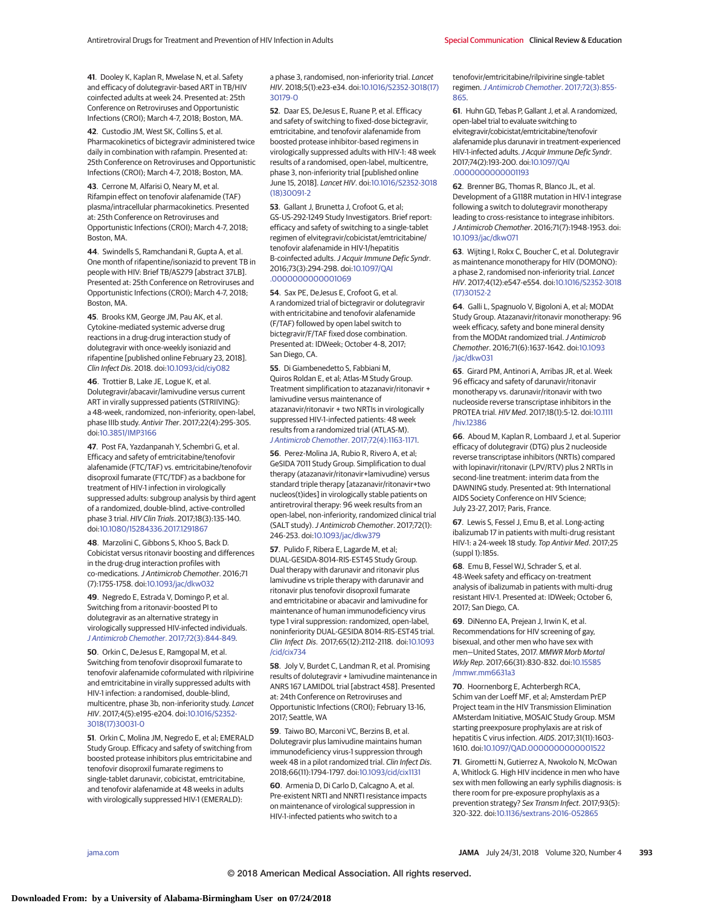41. Dooley K, Kaplan R, Mwelase N, et al. Safety and efficacy of dolutegravir-based ART in TB/HIV coinfected adults at week 24. Presented at: 25th Conference on Retroviruses and Opportunistic Infections (CROI); March 4-7, 2018; Boston, MA.

42. Custodio JM, West SK, Collins S, et al. Pharmacokinetics of bictegravir administered twice daily in combination with rafampin. Presented at: 25th Conference on Retroviruses and Opportunistic Infections (CROI); March 4-7, 2018; Boston, MA.

43. Cerrone M, Alfarisi O, Neary M, et al. Rifampin effect on tenofovir alafenamide (TAF) plasma/intracellular pharmacokinetics. Presented at: 25th Conference on Retroviruses and Opportunistic Infections (CROI); March 4-7, 2018; Boston, MA.

44. Swindells S, Ramchandani R, Gupta A, et al. One month of rifapentine/isoniazid to prevent TB in people with HIV: Brief TB/A5279 [abstract 37LB]. Presented at: 25th Conference on Retroviruses and Opportunistic Infections (CROI); March 4-7, 2018; Boston, MA.

45. Brooks KM, George JM, Pau AK, et al. Cytokine-mediated systemic adverse drug reactions in a drug-drug interaction study of dolutegravir with once-weekly isoniazid and rifapentine [published online February 23, 2018]. *Clin Infect Dis*. 2018. doi:10.1093/cid/ciy082

46. Trottier B, Lake JE, Logue K, et al. Dolutegravir/abacavir/lamivudine versus current ART in virally suppressed patients (STRIIVING): a 48-week, randomized, non-inferiority, open-label, phase IIIb study. *Antivir Ther*. 2017;22(4):295-305. doi:10.3851/IMP3166

47. Post FA, Yazdanpanah Y, Schembri G, et al. Efficacy and safety of emtricitabine/tenofovir alafenamide (FTC/TAF) vs. emtricitabine/tenofovir disoproxil fumarate (FTC/TDF) as a backbone for treatment of HIV-1 infection in virologically suppressed adults: subgroup analysis by third agent of a randomized, double-blind, active-controlled phase 3 trial. *HIV Clin Trials*. 2017;18(3):135-140. doi:10.1080/15284336.2017.1291867

48. Marzolini C, Gibbons S, Khoo S, Back D. Cobicistat versus ritonavir boosting and differences in the drug-drug interaction profiles with co-medications. *J Antimicrob Chemother*. 2016;71(7):1755-1758. doi:10.1093/jac/dkw032

49. Negredo E, Estrada V, Domingo P, et al. Switching from a ritonavir-boosted PI to dolutegravir as an alternative strategy in virologically suppressed HIV-infected individuals. *J Antimicrob Chemother*. 2017;72(3):844-849.

50. Orkin C, DeJesus E, Ramgopal M, et al. Switching from tenofovir disoproxil fumarate to tenofovir alafenamide coformulated with rilpivirine and emtricitabine in virally suppressed adults with HIV-1 infection: a randomised, double-blind, multicentre, phase 3b, non-inferiority study. *Lancet HIV*. 2017;4(5):e195-e204. doi:10.1016/S2352-3018(17)30031-0

51. Orkin C, Molina JM, Negredo E, et al; EMERALD Study Group. Efficacy and safety of switching from boosted protease inhibitors plus emtricitabine and tenofovir disoproxil fumarate regimens to single-tablet darunavir, cobicistat, emtricitabine, and tenofovir alafenamide at 48 weeks in adults with virologically suppressed HIV-1 (EMERALD): a phase 3, randomised, non-inferiority trial. *Lancet HIV*. 2018;5(1):e23-e34. doi:10.1016/S2352-3018(17)30179-0

52. Daar ES, DeJesus E, Ruane P, et al. Efficacy and safety of switching to fixed-dose bictegravir, emtricitabine, and tenofovir alafenamide from boosted protease inhibitor-based regimens in virologically suppressed adults with HIV-1: 48 week results of a randomised, open-label, multicentre, phase 3, non-inferiority trial [published online June 15, 2018]. *Lancet HIV*. doi:10.1016/S2352-3018(18)30091-2

53. Gallant J, Brunetta J, Crofoot G, et al; GS-US-292-1249 Study Investigators. Brief report: efficacy and safety of switching to a single-tablet regimen of elvitegravir/cobicistat/emtricitabine/tenofovir alafenamide in HIV-1/hepatitis B-coinfected adults. *J Acquir Immune Defic Syndr*. 2016;73(3):294-298. doi:10.1097/QAI.0000000000001069

54. Sax PE, DeJesus E, Crofoot G, et al. A randomized trial of bictegravir or dolutegravir with entricitabine and tenofovir alafenamide (F/TAF) followed by open label switch to bictegravir/F/TAF fixed dose combination. Presented at: IDWeek; October 4-8, 2017; San Diego, CA.

55. Di Giambenedetto S, Fabbiani M, Quiros Roldan E, et al; Atlas-M Study Group. Treatment simplification to atazanavir/ritonavir + lamivudine versus maintenance of atazanavir/ritonavir + two NRTIs in virologically suppressed HIV-1-infected patients: 48 week results from a randomized trial (ATLAS-M). *J Antimicrob Chemother*. 2017;72(4):1163-1171.

56. Perez-Molina JA, Rubio R, Rivero A, et al; GeSIDA 7011 Study Group. Simplification to dual therapy (atazanavir/ritonavir+lamivudine) versus standard triple therapy [atazanavir/ritonavir+two nucleos(t)ides] in virologically stable patients on antiretroviral therapy: 96 week results from an open-label, non-inferiority, randomized clinical trial (SALT study). *J Antimicrob Chemother*. 2017;72(1):246-253. doi:10.1093/jac/dkw379

57. Pulido F, Ribera E, Lagarde M, et al; DUAL-GESIDA-8014-RIS-EST45 Study Group. Dual therapy with darunavir and ritonavir plus lamivudine vs triple therapy with darunavir and ritonavir plus tenofovir disoproxil fumarate and emtricitabine or abacavir and lamivudine for maintenance of human immunodeficiency virus type 1 viral suppression: randomized, open-label, noninferiority DUAL-GESIDA 8014-RIS-EST45 trial. *Clin Infect Dis*. 2017;65(12):2112-2118. doi:10.1093/cid/cix734

58. Joly V, Burdet C, Landman R, et al. Promising results of dolutegravir + lamivudine maintenance in ANRS 167 LAMIDOL trial [abstract 458]. Presented at: 24th Conference on Retroviruses and Opportunistic Infections (CROI); February 13-16, 2017; Seattle, WA

59. Taiwo BO, Marconi VC, Berzins B, et al. Dolutegravir plus lamivudine maintains human immunodeficiency virus-1 suppression through week 48 in a pilot randomized trial. *Clin Infect Dis*. 2018;66(11):1794-1797. doi:10.1093/cid/cix1131

60. Armenia D, Di Carlo D, Calcagno A, et al. Pre-existent NRTI and NNRTI resistance impacts on maintenance of virological suppression in HIV-1-infected patients who switch to a tenofovir/emtricitabine/rilpivirine single-tablet regimen. *J Antimicrob Chemother*. 2017;72(3):855-865.

61. Huhn GD, Tebas P, Gallant J, et al. A randomized, open-label trial to evaluate switching to elvitegravir/cobicistat/emtricitabine/tenofovir alafenamide plus darunavir in treatment-experienced HIV-1-infected adults. *J Acquir Immune Defic Syndr*. 2017;74(2):193-200. doi:10.1097/QAI.0000000000001193

62. Brenner BG, Thomas R, Blanco JL, et al. Development of a G118R mutation in HIV-1 integrase following a switch to dolutegravir monotherapy leading to cross-resistance to integrase inhibitors. *J Antimicrob Chemother*. 2016;71(7):1948-1953. doi:10.1093/jac/dkw071

63. Wijting I, Rokx C, Boucher C, et al. Dolutegravir as maintenance monotherapy for HIV (DOMONO): a phase 2, randomised non-inferiority trial. *Lancet HIV*. 2017;4(12):e547-e554. doi:10.1016/S2352-3018(17)30152-2

64. Galli L, Spagnuolo V, Bigoloni A, et al; MODAt Study Group. Atazanavir/ritonavir monotherapy: 96 week efficacy, safety and bone mineral density from the MODAt randomized trial. *J Antimicrob Chemother*. 2016;71(6):1637-1642. doi:10.1093/jac/dkw031

65. Girard PM, Antinori A, Arribas JR, et al. Week 96 efficacy and safety of darunavir/ritonavir monotherapy vs. darunavir/ritonavir with two nucleoside reverse transcriptase inhibitors in the PROTEA trial. *HIV Med*. 2017;18(1):5-12. doi:10.1111/hiv.12386

66. Aboud M, Kaplan R, Lombaard J, et al. Superior efficacy of dolutegravir (DTG) plus 2 nucleoside reverse transcriptase inhibitors (NRTIs) compared with lopinavir/ritonavir (LPV/RTV) plus 2 NRTIs in second-line treatment: interim data from the DAWNING study. Presented at: 9th International AIDS Society Conference on HIV Science; July 23-27, 2017; Paris, France.

67. Lewis S, Fessel J, Emu B, et al. Long-acting ibalizumab 17 in patients with multi-drug resistant HIV-1: a 24-week 18 study. *Top Antivir Med*. 2017;25(suppl 1):185s.

68. Emu B, Fessel WJ, Schrader S, et al. 48-Week safety and efficacy on-treatment analysis of ibalizumab in patients with multi-drug resistant HIV-1. Presented at: IDWeek; October 6, 2017; San Diego, CA.

69. DiNenno EA, Prejean J, Irwin K, et al. Recommendations for HIV screening of gay, bisexual, and other men who have sex with men—United States, 2017. *MMWR Morb Mortal Wkly Rep*. 2017;66(31):830-832. doi:10.15585/mmwr.mm6631a3

70. Hoornenborg E, Achterbergh RCA, Schim van der Loeff MF, et al; Amsterdam PrEP Project team in the HIV Transmission Elimination AMsterdam Initiative, MOSAIC Study Group. MSM starting preexposure prophylaxis are at risk of hepatitis C virus infection. *AIDS*. 2017;31(11):1603-1610. doi:10.1097/QAD.0000000000001522

71. Girometti N, Gutierrez A, Nwokolo N, McOwan A, Whitlock G. High HIV incidence in men who have sex with men following an early syphilis diagnosis: is there room for pre-exposure prophylaxis as a prevention strategy? *Sex Transm Infect*. 2017;93(5):320-322. doi:10.1136/sextrans-2016-052865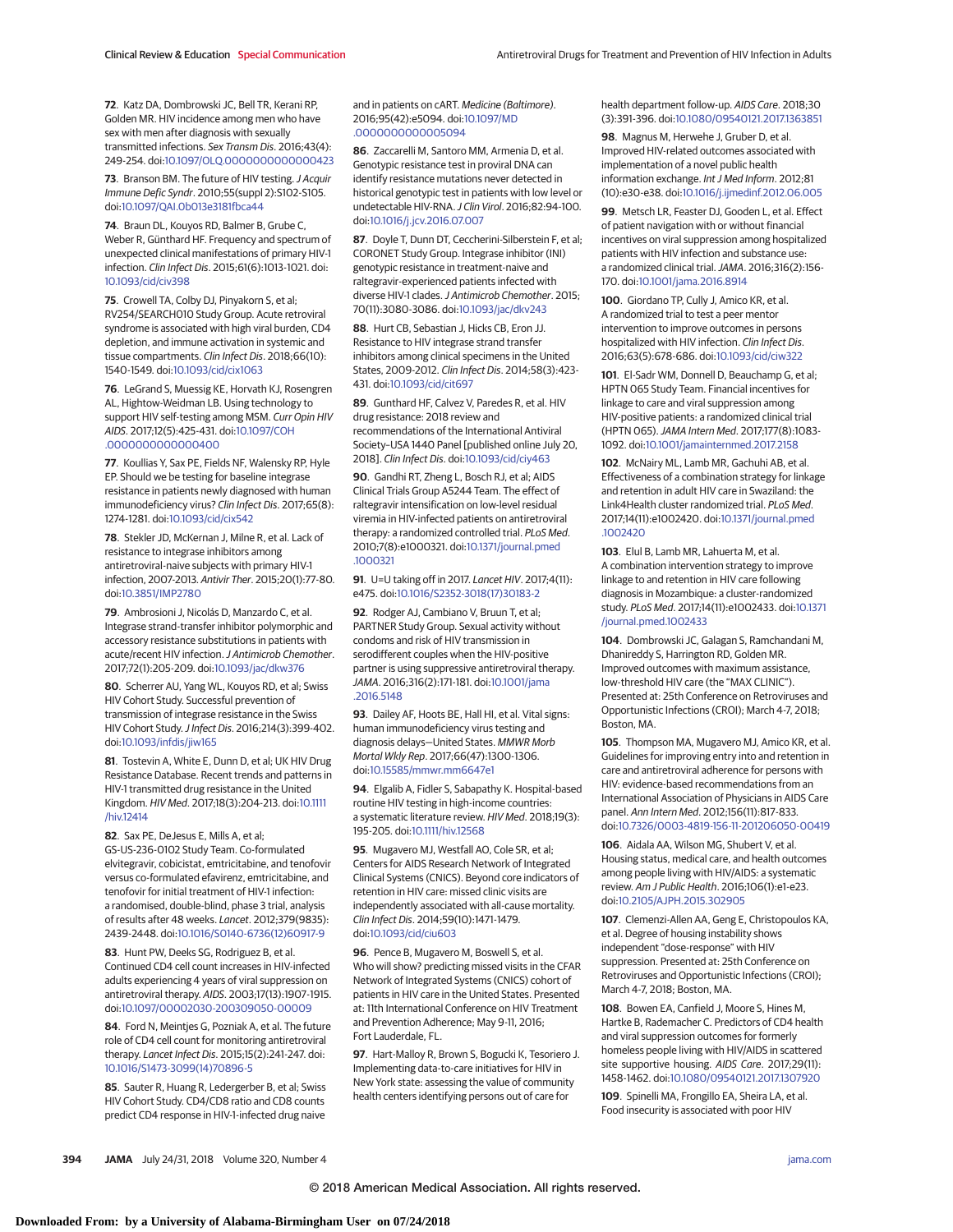72. Katz DA, Dombrowski JC, Bell TR, Kerani RP, Golden MR. HIV incidence among men who have sex with men after diagnosis with sexually transmitted infections. *Sex Transm Dis*. 2016;43(4):249-254. doi:10.1097/OLQ.0000000000000423

73. Branson BM. The future of HIV testing. *J Acquir Immune Defic Syndr*. 2010;55(suppl 2):S102-S105. doi:10.1097/QAI.0b013e3181fbca44

74. Braun DL, Kouyos RD, Balmer B, Grube C, Weber R, Günthard HF. Frequency and spectrum of unexpected clinical manifestations of primary HIV-1 infection. *Clin Infect Dis*. 2015;61(6):1013-1021. doi:10.1093/cid/civ398

75. Crowell TA, Colby DJ, Pinyakorn S, et al; RV254/SEARCH010 Study Group. Acute retroviral syndrome is associated with high viral burden, CD4 depletion, and immune activation in systemic and tissue compartments. *Clin Infect Dis*. 2018;66(10):1540-1549. doi:10.1093/cid/cix1063

76. LeGrand S, Muessig KE, Horvath KJ, Rosengren AL, Hightow-Weidman LB. Using technology to support HIV self-testing among MSM. *Curr Opin HIV AIDS*. 2017;12(5):425-431. doi:10.1097/COH.0000000000000400

77. Koullias Y, Sax PE, Fields NF, Walensky RP, Hyle EP. Should we be testing for baseline integrase resistance in patients newly diagnosed with human immunodeficiency virus? *Clin Infect Dis*. 2017;65(8):1274-1281. doi:10.1093/cid/cix542

78. Stekler JD, McKernan J, Milne R, et al. Lack of resistance to integrase inhibitors among antiretroviral-naive subjects with primary HIV-1 infection, 2007-2013. *Antivir Ther*. 2015;20(1):77-80. doi:10.3851/IMP2780

79. Ambrosioni J, Nicolás D, Manzardo C, et al. Integrase strand-transfer inhibitor polymorphic and accessory resistance substitutions in patients with acute/recent HIV infection. *J Antimicrob Chemother*. 2017;72(1):205-209. doi:10.1093/jac/dkw376

80. Scherrer AU, Yang WL, Kouyos RD, et al; Swiss HIV Cohort Study. Successful prevention of transmission of integrase resistance in the Swiss HIV Cohort Study. *J Infect Dis*. 2016;214(3):399-402. doi:10.1093/infdis/jiw165

81. Tostevin A, White E, Dunn D, et al; UK HIV Drug Resistance Database. Recent trends and patterns in HIV-1 transmitted drug resistance in the United Kingdom. *HIV Med*. 2017;18(3):204-213. doi:10.1111/hiv.12414

82. Sax PE, DeJesus E, Mills A, et al; GS-US-236-0102 Study Team. Co-formulated elvitegravir, cobicistat, emtricitabine, and tenofovir versus co-formulated efavirenz, emtricitabine, and tenofovir for initial treatment of HIV-1 infection: a randomised, double-blind, phase 3 trial, analysis of results after 48 weeks. *Lancet*. 2012;379(9835):2439-2448. doi:10.1016/S0140-6736(12)60917-9

83. Hunt PW, Deeks SG, Rodriguez B, et al. Continued CD4 cell count increases in HIV-infected adults experiencing 4 years of viral suppression on antiretroviral therapy. *AIDS*. 2003;17(13):1907-1915. doi:10.1097/00002030-200309050-00009

84. Ford N, Meintjes G, Pozniak A, et al. The future role of CD4 cell count for monitoring antiretroviral therapy. *Lancet Infect Dis*. 2015;15(2):241-247. doi:10.1016/S1473-3099(14)70896-5

85. Sauter R, Huang R, Ledergerber B, et al; Swiss HIV Cohort Study. CD4/CD8 ratio and CD8 counts predict CD4 response in HIV-1-infected drug naive and in patients on cART. *Medicine (Baltimore)*. 2016;95(42):e5094. doi:10.1097/MD.0000000000005094

86. Zaccarelli M, Santoro MM, Armenia D, et al. Genotypic resistance test in proviral DNA can identify resistance mutations never detected in historical genotypic test in patients with low level or undetectable HIV-RNA. *J Clin Virol*. 2016;82:94-100. doi:10.1016/j.jcv.2016.07.007

87. Doyle T, Dunn DT, Ceccherini-Silberstein F, et al; CORONET Study Group. Integrase inhibitor (INI) genotypic resistance in treatment-naive and raltegravir-experienced patients infected with diverse HIV-1 clades. *J Antimicrob Chemother*. 2015;70(11):3080-3086. doi:10.1093/jac/dkv243

88. Hurt CB, Sebastian J, Hicks CB, Eron JJ. Resistance to HIV integrase strand transfer inhibitors among clinical specimens in the United States, 2009-2012. *Clin Infect Dis*. 2014;58(3):423-431. doi:10.1093/cid/cit697

89. Günthard HF, Calvez V, Paredes R, et al. HIV drug resistance: 2018 review and recommendations of the International Antiviral Society–USA 1440 Panel [published online July 20, 2018]. *Clin Infect Dis*. doi:10.1093/cid/ciy463

90. Gandhi RT, Zheng L, Bosch RJ, et al; AIDS Clinical Trials Group A5244 Team. The effect of raltegravir intensification on low-level residual viremia in HIV-infected patients on antiretroviral therapy: a randomized controlled trial. *PLoS Med*. 2010;7(8):e1000321. doi:10.1371/journal.pmed.1000321

91. U=U taking off in 2017. *Lancet HIV*. 2017;4(11):e475. doi:10.1016/S2352-3018(17)30183-2

92. Rodger AJ, Cambiano V, Bruun T, et al; PARTNER Study Group. Sexual activity without condoms and risk of HIV transmission in serodifferent couples when the HIV-positive partner is using suppressive antiretroviral therapy. *JAMA*. 2016;316(2):171-181. doi:10.1001/jama.2016.5148

93. Dailey AF, Hoots BE, Hall HI, et al. Vital signs: human immunodeficiency virus testing and diagnosis delays—United States. *MMWR Morb Mortal Wkly Rep*. 2017;66(47):1300-1306. doi:10.15585/mmwr.mm6647e1

94. Elgalib A, Fidler S, Sabapathy K. Hospital-based routine HIV testing in high-income countries: a systematic literature review. *HIV Med*. 2018;19(3):195-205. doi:10.1111/hiv.12568

95. Mugavero MJ, Westfall AO, Cole SR, et al; Centers for AIDS Research Network of Integrated Clinical Systems (CNICS). Beyond core indicators of retention in HIV care: missed clinic visits are independently associated with all-cause mortality. *Clin Infect Dis*. 2014;59(10):1471-1479. doi:10.1093/cid/ciu603

96. Pence B, Mugavero M, Boswell S, et al. Who will show? predicting missed visits in the CFAR Network of Integrated Systems (CNICS) cohort of patients in HIV care in the United States. Presented at: 11th International Conference on HIV Treatment and Prevention Adherence; May 9-11, 2016; Fort Lauderdale, FL.

97. Hart-Malloy R, Brown S, Bogucki K, Tesoriero J. Implementing data-to-care initiatives for HIV in New York state: assessing the value of community health centers identifying persons out of care for health department follow-up. *AIDS Care*. 2018;30(3):391-396. doi:10.1080/09540121.2017.1363851

98. Magnus M, Herwehe J, Gruber D, et al. Improved HIV-related outcomes associated with implementation of a novel public health information exchange. *Int J Med Inform*. 2012;81(10):e30-e38. doi:10.1016/j.ijmedinf.2012.06.005

99. Metsch LR, Feaster DJ, Gooden L, et al. Effect of patient navigation with or without financial incentives on viral suppression among hospitalized patients with HIV infection and substance use: a randomized clinical trial. *JAMA*. 2016;316(2):156-170. doi:10.1001/jama.2016.8914

100. Giordano TP, Cully J, Amico KR, et al. A randomized trial to test a peer mentor intervention to improve outcomes in persons hospitalized with HIV infection. *Clin Infect Dis*. 2016;63(5):678-686. doi:10.1093/cid/ciw322

101. El-Sadr WM, Donnell D, Beauchamp G, et al; HPTN 065 Study Team. Financial incentives for linkage to care and viral suppression among HIV-positive patients: a randomized clinical trial (HPTN 065). *JAMA Intern Med*. 2017;177(8):1083-1092. doi:10.1001/jamainternmed.2017.2158

102. McNairy ML, Lamb MR, Gachuhi AB, et al. Effectiveness of a combination strategy for linkage and retention in adult HIV care in Swaziland: the Link4Health cluster randomized trial. *PLoS Med*. 2017;14(11):e1002420. doi:10.1371/journal.pmed.1002420

103. Elul B, Lamb MR, Lahuerta M, et al. A combination intervention strategy to improve linkage to and retention in HIV care following diagnosis in Mozambique: a cluster-randomized study. *PLoS Med*. 2017;14(11):e1002433. doi:10.1371/journal.pmed.1002433

104. Dombrowski JC, Galagan S, Ramchandani M, Dhanireddy S, Harrington RD, Golden MR. Improved outcomes with maximum assistance, low-threshold HIV care (the "MAX CLINIC"). Presented at: 25th Conference on Retroviruses and Opportunistic Infections (CROI); March 4-7, 2018; Boston, MA.

105. Thompson MA, Mugavero MJ, Amico KR, et al. Guidelines for improving entry into and retention in care and antiretroviral adherence for persons with HIV: evidence-based recommendations from an International Association of Physicians in AIDS Care panel. *Ann Intern Med*. 2012;156(11):817-833. doi:10.7326/0003-4819-156-11-201206050-00419

106. Aidala AA, Wilson MG, Shubert V, et al. Housing status, medical care, and health outcomes among people living with HIV/AIDS: a systematic review. *Am J Public Health*. 2016;106(1):e1-e23. doi:10.2105/AJPH.2015.302905

107. Clemenzi-Allen AA, Geng E, Christopoulos KA, et al. Degree of housing instability shows independent "dose-response" with HIV viral suppression. Presented at: 25th Conference on Retroviruses and Opportunistic Infections (CROI); March 4-7, 2018; Boston, MA.

108. Bowen EA, Canfield J, Moore S, Hines M, Hartke B, Rademacher C. Predictors of CD4 health and viral suppression outcomes for formerly homeless people living with HIV/AIDS in scattered site supportive housing. *AIDS Care*. 2017;29(11):1458-1462. doi:10.1080/09540121.2017.1307920

109. Spinelli MA, Frongillo EA, Sheira LA, et al. Food insecurity is associated with poor HIV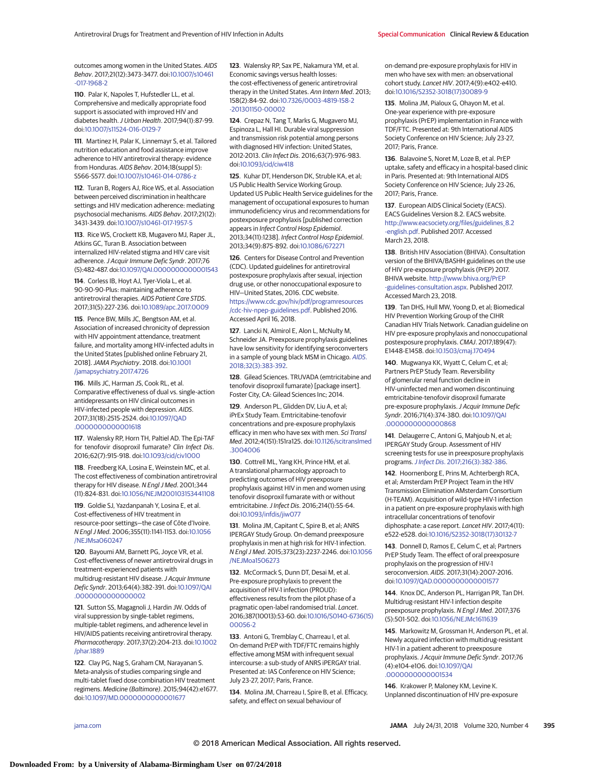outcomes among women in the United States. *AIDS Behav*. 2017;21(12):3473-3477. doi:10.1007/s10461-017-1968-2

110. Palar K, Napoles T, Hufstedler LL, et al. Comprehensive and medically appropriate food support is associated with improved HIV and diabetes health. *J Urban Health*. 2017;94(1):87-99. doi:10.1007/s11524-016-0129-7

111. Martinez H, Palar K, Linnemayr S, et al. Tailored nutrition education and food assistance improve adherence to HIV antiretroviral therapy: evidence from Honduras. *AIDS Behav*. 2014;18(suppl 5):S566-S577. doi:10.1007/s10461-014-0786-z

112. Turan B, Rogers AJ, Rice WS, et al. Association between perceived discrimination in healthcare settings and HIV medication adherence: mediating psychosocial mechanisms. *AIDS Behav*. 2017;21(12):3431-3439. doi:10.1007/s10461-017-1957-5

113. Rice WS, Crockett KB, Mugavero MJ, Raper JL, Atkins GC, Turan B. Association between internalized HIV-related stigma and HIV care visit adherence. *J Acquir Immune Defic Syndr*. 2017;76(5):482-487. doi:10.1097/QAI.0000000000001543

114. Corless IB, Hoyt AJ, Tyer-Viola L, et al. 90-90-90-Plus: maintaining adherence to antiretroviral therapies. *AIDS Patient Care STDS*. 2017;31(5):227-236. doi:10.1089/apc.2017.0009

115. Pence BW, Mills JC, Bengtson AM, et al. Association of increased chronicity of depression with HIV appointment attendance, treatment failure, and mortality among HIV-infected adults in the United States [published online February 21, 2018]. *JAMA Psychiatry*. 2018. doi:10.1001/jamapsychiatry.2017.4726

116. Mills JC, Harman JS, Cook RL, et al. Comparative effectiveness of dual vs. single-action antidepressants on HIV clinical outcomes in HIV-infected people with depression. *AIDS*. 2017;31(18):2515-2524. doi:10.1097/QAD.0000000000001618

117. Walensky RP, Horn TH, Paltiel AD. The Epi-TAF for tenofovir disoproxil fumarate? *Clin Infect Dis*. 2016;62(7):915-918. doi:10.1093/cid/civ1000

118. Freedberg KA, Losina E, Weinstein MC, et al. The cost effectiveness of combination antiretroviral therapy for HIV disease. *N Engl J Med*. 2001;344(11):824-831. doi:10.1056/NEJM200103153441108

119. Goldie SJ, Yazdanpanah Y, Losina E, et al. Cost-effectiveness of HIV treatment in resource-poor settings—the case of Côte d'Ivoire. *N Engl J Med*. 2006;355(11):1141-1153. doi:10.1056/NEJMsa060247

120. Bayoumi AM, Barnett PG, Joyce VR, et al. Cost-effectiveness of newer antiretroviral drugs in treatment-experienced patients with multidrug-resistant HIV disease. *J Acquir Immune Defic Syndr*. 2013;64(4):382-391. doi:10.1097/QAI.0000000000000002

121. Sutton SS, Magagnoli J, Hardin JW. Odds of viral suppression by single-tablet regimens, multiple-tablet regimens, and adherence level in HIV/AIDS patients receiving antiretroviral therapy. *Pharmacotherapy*. 2017;37(2):204-213. doi:10.1002/phar.1889

122. Clay PG, Nag S, Graham CM, Narayanan S. Meta-analysis of studies comparing single and multi-tablet fixed dose combination HIV treatment regimens. *Medicine (Baltimore)*. 2015;94(42):e1677. doi:10.1097/MD.0000000000001677

123. Walensky RP, Sax PE, Nakamura YM, et al. Economic savings versus health losses: the cost-effectiveness of generic antiretroviral therapy in the United States. *Ann Intern Med*. 2013;158(2):84-92. doi:10.7326/0003-4819-158-2-201301150-00002

124. Crepaz N, Tang T, Marks G, Mugavero MJ, Espinoza L, Hall HI. Durable viral suppression and transmission risk potential among persons with diagnosed HIV infection: United States, 2012-2013. *Clin Infect Dis*. 2016;63(7):976-983. doi:10.1093/cid/ciw418

125. Kuhar DT, Henderson DK, Struble KA, et al; US Public Health Service Working Group. Updated US Public Health Service guidelines for the management of occupational exposures to human immunodeficiency virus and recommendations for postexposure prophylaxis [published correction appears in *Infect Control Hosp Epidemiol*. 2013;34(11):1238]. *Infect Control Hosp Epidemiol*. 2013;34(9):875-892. doi:10.1086/672271

126. Centers for Disease Control and Prevention (CDC). Updated guidelines for antiretroviral postexposure prophylaxis after sexual, injection drug use, or other nonoccupational exposure to HIV—United States, 2016. CDC website. https://www.cdc.gov/hiv/pdf/programresources/cdc-hiv-npep-guidelines.pdf. Published 2016. Accessed April 16, 2018.

127. Lancki N, Almirol E, Alon L, McNulty M, Schneider JA. Preexposure prophylaxis guidelines have low sensitivity for identifying seroconverters in a sample of young black MSM in Chicago. *AIDS*. 2018;32(3):383-392.

128. Gilead Sciences. TRUVADA (emtricitabine and tenofovir disoproxil fumarate) [package insert]. Foster City, CA: Gilead Sciences Inc; 2014.

129. Anderson PL, Glidden DV, Liu A, et al; iPrEx Study Team. Emtricitabine-tenofovir concentrations and pre-exposure prophylaxis efficacy in men who have sex with men. *Sci Transl Med*. 2012;4(151):151ra125. doi:10.1126/scitranslmed.3004006

130. Cottrell ML, Yang KH, Prince HM, et al. A translational pharmacology approach to predicting outcomes of HIV preexposure prophylaxis against HIV in men and women using tenofovir disoproxil fumarate with or without emtricitabine. *J Infect Dis*. 2016;214(1):55-64. doi:10.1093/infdis/jiw077

131. Molina JM, Capitant C, Spire B, et al; ANRS IPERGAY Study Group. On-demand preexposure prophylaxis in men at high risk for HIV-1 infection. *N Engl J Med*. 2015;373(23):2237-2246. doi:10.1056/NEJMoa1506273

132. McCormack S, Dunn DT, Desai M, et al. Pre-exposure prophylaxis to prevent the acquisition of HIV-1 infection (PROUD): effectiveness results from the pilot phase of a pragmatic open-label randomised trial. *Lancet*. 2016;387(10013):53-60. doi:10.1016/S0140-6736(15)00056-2

133. Antoni G, Tremblay C, Charreau I, et al. On-demand PrEP with TDF/FTC remains highly effective among MSM with infrequent sexual intercourse: a sub-study of ANRS iPERGAY trial. Presented at: IAS Conference on HIV Science; July 23-27, 2017; Paris, France.

134. Molina JM, Charreau I, Spire B, et al. Efficacy, safety, and effect on sexual behaviour of on-demand pre-exposure prophylaxis for HIV in men who have sex with men: an observational cohort study. *Lancet HIV*. 2017;4(9):e402-e410. doi:10.1016/S2352-3018(17)30089-9

135. Molina JM, Pialoux G, Ohayon M, et al. One-year experience with pre-exposure prophylaxis (PrEP) implementation in France with TDF/FTC. Presented at: 9th International AIDS Society Conference on HIV Science; July 23-27, 2017; Paris, France.

136. Balavoine S, Noret M, Loze B, et al. PrEP uptake, safety and efficacy in a hospital-based clinic in Paris. Presented at: 9th International AIDS Society Conference on HIV Science; July 23-26, 2017; Paris, France.

137. European AIDS Clinical Society (EACS). EACS Guidelines Version 8.2. EACS website. http://www.eacsociety.org/files/guidelines_8.2-english.pdf. Published 2017. Accessed March 23, 2018.

138. British HIV Association (BHIVA). Consultation version of the BHIVA/BASHH guidelines on the use of HIV pre-exposure prophylaxis (PrEP) 2017. BHIVA website. http://www.bhiva.org/PrEP-guidelines-consultation.aspx. Published 2017. Accessed March 23, 2018.

139. Tan DHS, Hull MW, Yoong D, et al; Biomedical HIV Prevention Working Group of the CIHR Canadian HIV Trials Network. Canadian guideline on HIV pre-exposure prophylaxis and nonoccupational postexposure prophylaxis. *CMAJ*. 2017;189(47):E1448-E1458. doi:10.1503/cmaj.170494

140. Mugwanya KK, Wyatt C, Celum C, et al; Partners PrEP Study Team. Reversibility of glomerular renal function decline in HIV-uninfected men and women discontinuing emtricitabine-tenofovir disoproxil fumarate pre-exposure prophylaxis. *J Acquir Immune Defic Syndr*. 2016;71(4):374-380. doi:10.1097/QAI.0000000000000868

141. Delaugerre C, Antoni G, Mahjoub N, et al; IPERGAY Study Group. Assessment of HIV screening tests for use in preexposure prophylaxis programs. *J Infect Dis*. 2017;216(3):382-386.

142. Hoornenborg E, Prins M, Achterbergh RCA, et al; Amsterdam PrEP Project Team in the HIV Transmission Elimination AMsterdam Consortium (H-TEAM). Acquisition of wild-type HIV-1 infection in a patient on pre-exposure prophylaxis with high intracellular concentrations of tenofovir diphosphate: a case report. *Lancet HIV*. 2017;4(11):e522-e528. doi:10.1016/S2352-3018(17)30132-7

143. Donnell D, Ramos E, Celum C, et al; Partners PrEP Study Team. The effect of oral preexposure prophylaxis on the progression of HIV-1 seroconversion. *AIDS*. 2017;31(14):2007-2016. doi:10.1097/QAD.0000000000001577

144. Knox DC, Anderson PL, Harrigan PR, Tan DH. Multidrug-resistant HIV-1 infection despite preexposure prophylaxis. *N Engl J Med*. 2017;376(5):501-502. doi:10.1056/NEJMc1611639

145. Markowitz M, Grossman H, Anderson PL, et al. Newly acquired infection with multidrug-resistant HIV-1 in a patient adherent to preexposure prophylaxis. *J Acquir Immune Defic Syndr*. 2017;76(4):e104-e106. doi:10.1097/QAI.0000000000001534

146. Krakower P, Maloney KM, Levine K. Unplanned discontinuation of HIV pre-exposure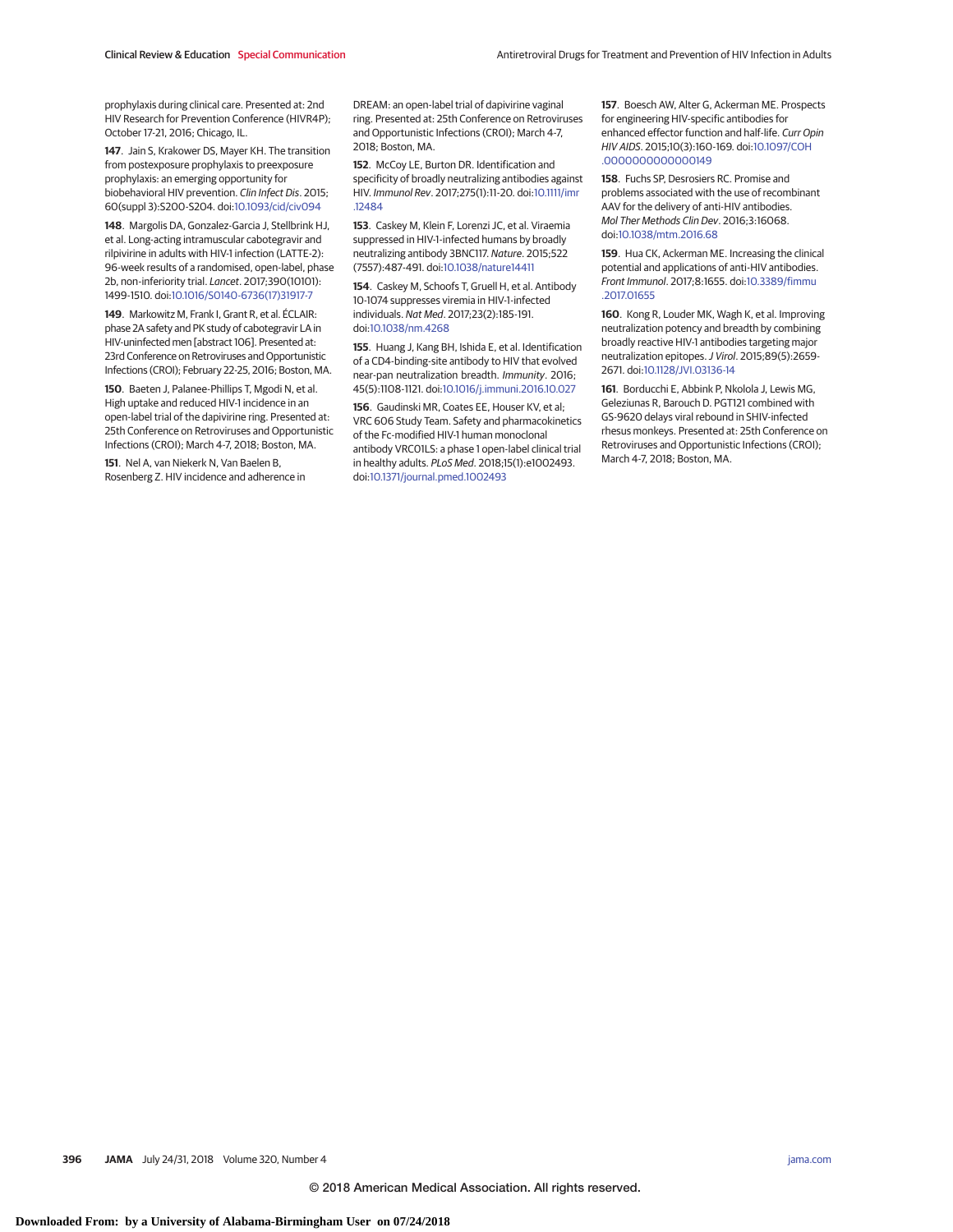prophylaxis during clinical care. Presented at: 2nd HIV Research for Prevention Conference (HIVR4P); October 17-21, 2016; Chicago, IL.

**147**. Jain S, Krakower DS, Mayer KH. The transition from postexposure prophylaxis to preexposure prophylaxis: an emerging opportunity for biobehavioral HIV prevention. *Clin Infect Dis*. 2015; 60(suppl 3):S200-S204. doi:10.1093/cid/civ094

**148**. Margolis DA, Gonzalez-Garcia J, Stellbrink HJ, et al. Long-acting intramuscular cabotegravir and rilpivirine in adults with HIV-1 infection (LATTE-2): 96-week results of a randomised, open-label, phase 2b, non-inferiority trial. *Lancet*. 2017;390(10101): 1499-1510. doi:10.1016/S0140-6736(17)31917-7

**149**. Markowitz M, Frank I, Grant R, et al. ÉCLAIR: phase 2A safety and PK study of cabotegravir LA in HIV-uninfected men [abstract 106]. Presented at: 23rd Conference on Retroviruses and Opportunistic Infections (CROI); February 22-25, 2016; Boston, MA.

**150**. Baeten J, Palanee-Phillips T, Mgodi N, et al. High uptake and reduced HIV-1 incidence in an open-label trial of the dapivirine ring. Presented at: 25th Conference on Retroviruses and Opportunistic Infections (CROI); March 4-7, 2018; Boston, MA.

**151**. Nel A, van Niekerk N, Van Baelen B, Rosenberg Z. HIV incidence and adherence in DREAM: an open-label trial of dapivirine vaginal ring. Presented at: 25th Conference on Retroviruses and Opportunistic Infections (CROI); March 4-7, 2018; Boston, MA.

**152**. McCoy LE, Burton DR. Identification and specificity of broadly neutralizing antibodies against HIV. *Immunol Rev*. 2017;275(1):11-20. doi:10.1111/imr.12484

**153**. Caskey M, Klein F, Lorenzi JC, et al. Viraemia suppressed in HIV-1-infected humans by broadly neutralizing antibody 3BNC117. *Nature*. 2015;522 (7557):487-491. doi:10.1038/nature14411

**154**. Caskey M, Schoofs T, Gruell H, et al. Antibody 10-1074 suppresses viremia in HIV-1-infected individuals. *Nat Med*. 2017;23(2):185-191. doi:10.1038/nm.4268

**155**. Huang J, Kang BH, Ishida E, et al. Identification of a CD4-binding-site antibody to HIV that evolved near-pan neutralization breadth. *Immunity*. 2016; 45(5):1108-1121. doi:10.1016/j.immuni.2016.10.027

**156**. Gaudinski MR, Coates EE, Houser KV, et al; VRC 606 Study Team. Safety and pharmacokinetics of the Fc-modified HIV-1 human monoclonal antibody VRC01LS: a phase 1 open-label clinical trial in healthy adults. *PLoS Med*. 2018;15(1):e1002493. doi:10.1371/journal.pmed.1002493

**157**. Boesch AW, Alter G, Ackerman ME. Prospects for engineering HIV-specific antibodies for enhanced effector function and half-life. *Curr Opin HIV AIDS*. 2015;10(3):160-169. doi:10.1097/COH.0000000000000149

**158**. Fuchs SP, Desrosiers RC. Promise and problems associated with the use of recombinant AAV for the delivery of anti-HIV antibodies. *Mol Ther Methods Clin Dev*. 2016;3:16068. doi:10.1038/mtm.2016.68

**159**. Hua CK, Ackerman ME. Increasing the clinical potential and applications of anti-HIV antibodies. *Front Immunol*. 2017;8:1655. doi:10.3389/fimmu.2017.01655

**160**. Kong R, Louder MK, Wagh K, et al. Improving neutralization potency and breadth by combining broadly reactive HIV-1 antibodies targeting major neutralization epitopes. *J Virol*. 2015;89(5):2659-2671. doi:10.1128/JVI.03136-14

**161**. Borducchi E, Abbink P, Nkolola J, Lewis MG, Geleziunas R, Barouch D. PGT121 combined with GS-9620 delays viral rebound in SHIV-infected rhesus monkeys. Presented at: 25th Conference on Retroviruses and Opportunistic Infections (CROI); March 4-7, 2018; Boston, MA.